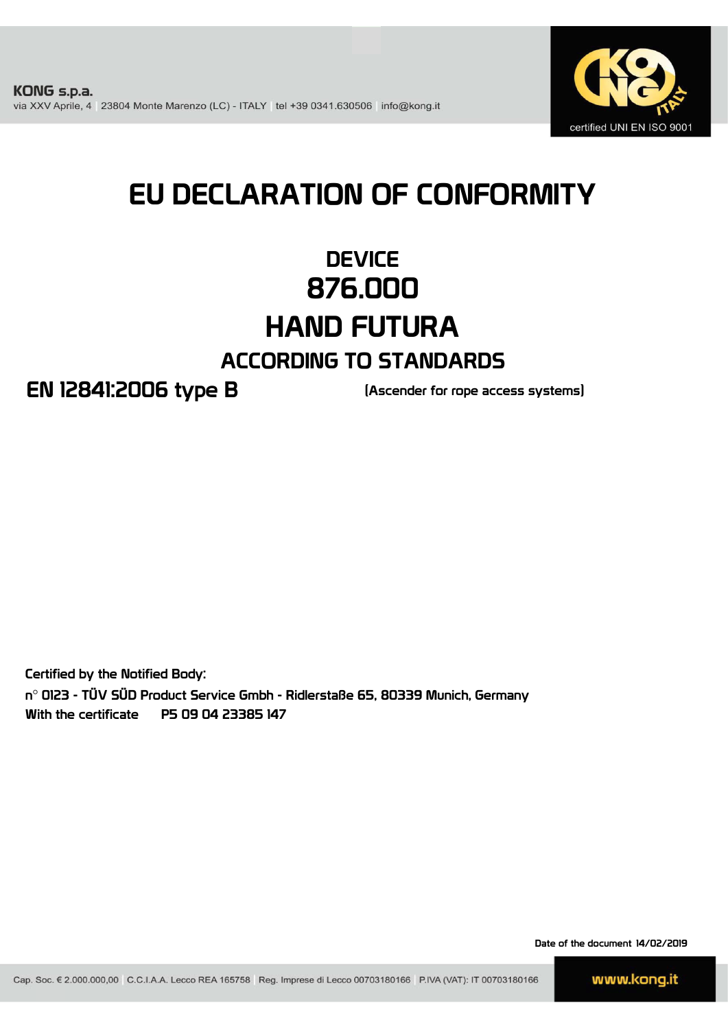**KONG s.p.a.**
via XXV Aprile, 4 | 23804 Monte Marenzo (LC) - ITALY | tel +39 0341.630506 | info@kong.it

certified UNI EN ISO 9001

# EU DECLARATION OF CONFORMITY

## DEVICE
## 876.000
## HAND FUTURA
### ACCORDING TO STANDARDS

**EN 12841:2006 type B** (Ascender for rope access systems)

Certified by the Notified Body:
n° 0123 - TÜV SÜD Product Service Gmbh - Ridlerstaße 65, 80339 Munich, Germany
With the certificate P5 09 04 23385 147

Date of the document 14/02/2019

Cap. Soc. € 2.000.000,00 | C.C.I.A.A. Lecco REA 165758 | Reg. Imprese di Lecco 00703180166 | P.IVA (VAT): IT 00703180166

www.kong.it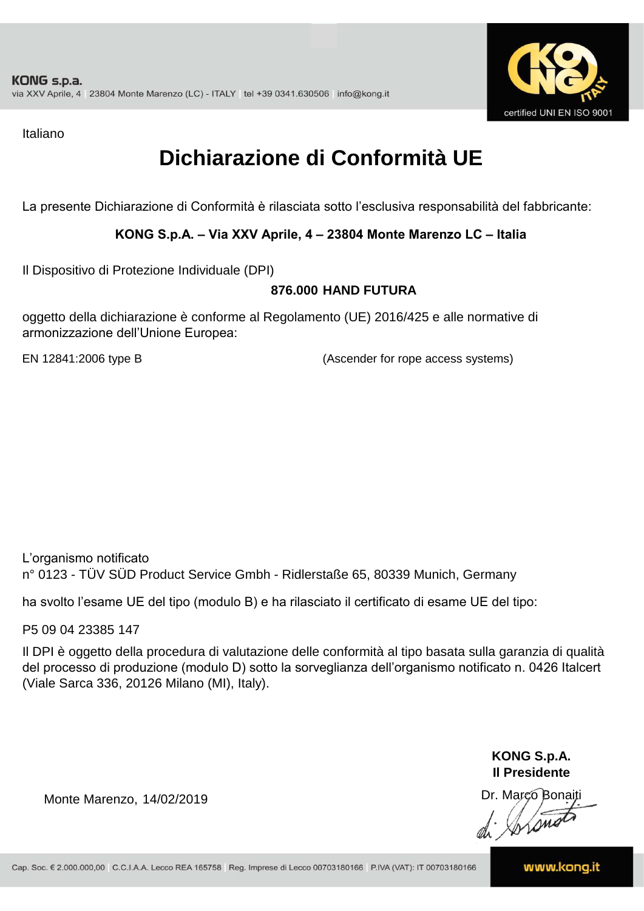KONG s.p.a.
via XXV Aprile, 4 | 23804 Monte Marenzo (LC) - ITALY | tel +39 0341.630506 | info@kong.it

certified UNI EN ISO 9001

Italiano

# Dichiarazione di Conformità UE

La presente Dichiarazione di Conformità è rilasciata sotto l'esclusiva responsabilità del fabbricante:

**KONG S.p.A. – Via XXV Aprile, 4 – 23804 Monte Marenzo LC – Italia**

Il Dispositivo di Protezione Individuale (DPI)

**876.000 HAND FUTURA**

oggetto della dichiarazione è conforme al Regolamento (UE) 2016/425 e alle normative di armonizzazione dell'Unione Europea:

EN 12841:2006 type B (Ascender for rope access systems)

L'organismo notificato
n° 0123 - TÜV SÜD Product Service Gmbh - Ridlerstaße 65, 80339 Munich, Germany

ha svolto l'esame UE del tipo (modulo B) e ha rilasciato il certificato di esame UE del tipo:

P5 09 04 23385 147

Il DPI è oggetto della procedura di valutazione delle conformità al tipo basata sulla garanzia di qualità del processo di produzione (modulo D) sotto la sorveglianza dell'organismo notificato n. 0426 Italcert (Viale Sarca 336, 20126 Milano (MI), Italy).

Monte Marenzo, 14/02/2019

**KONG S.p.A.**
**Il Presidente**
Dr. Marco Bonaiti

Cap. Soc. € 2.000.000,00 | C.C.I.A.A. Lecco REA 165758 | Reg. Imprese di Lecco 00703180166 | P.IVA (VAT): IT 00703180166

www.kong.it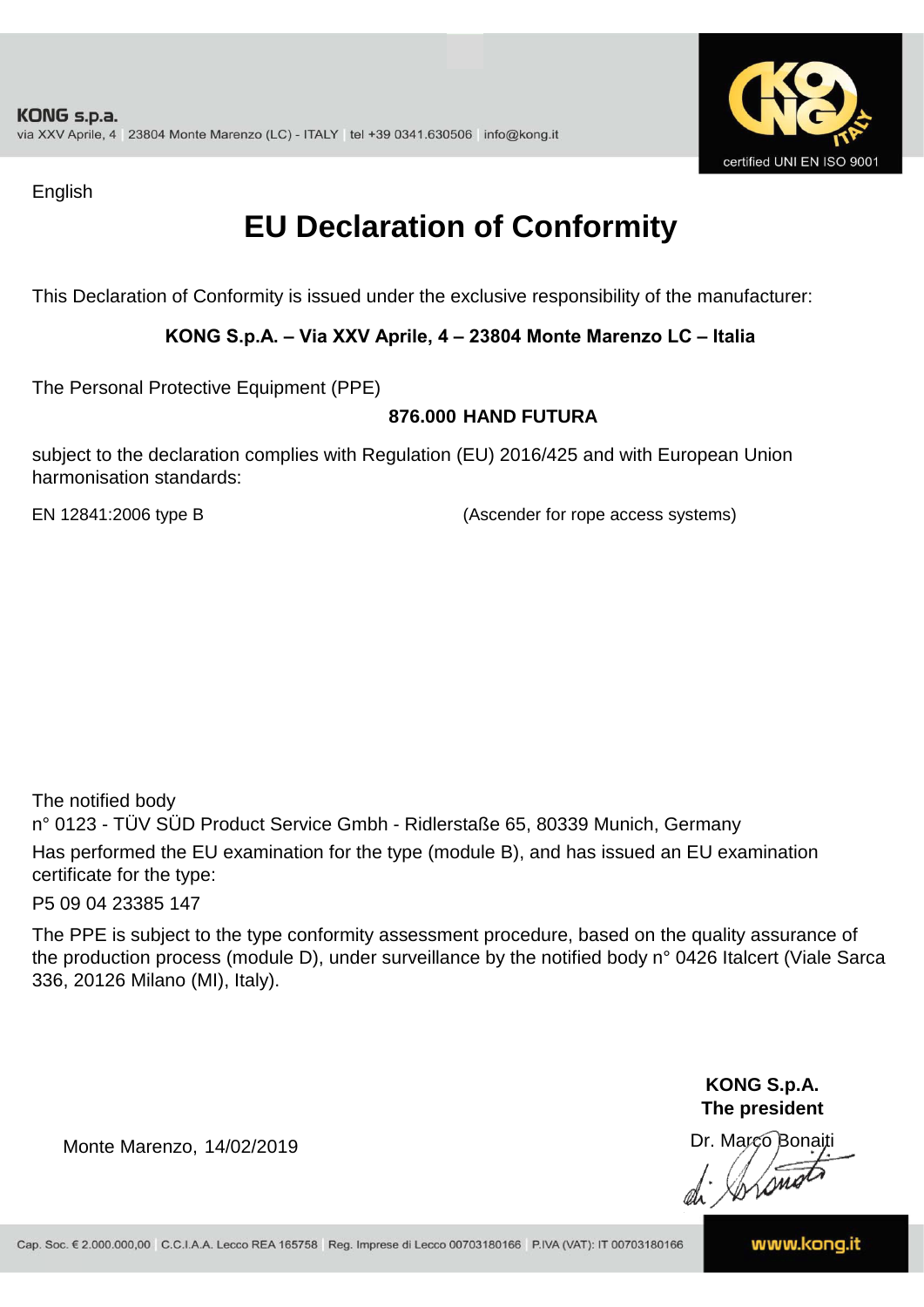KONG s.p.a.
via XXV Aprile, 4 | 23804 Monte Marenzo (LC) - ITALY | tel +39 0341.630506 | info@kong.it

certified UNI EN ISO 9001

English

# EU Declaration of Conformity

This Declaration of Conformity is issued under the exclusive responsibility of the manufacturer:

**KONG S.p.A. – Via XXV Aprile, 4 – 23804 Monte Marenzo LC – Italia**

The Personal Protective Equipment (PPE)

**876.000 HAND FUTURA**

subject to the declaration complies with Regulation (EU) 2016/425 and with European Union harmonisation standards:

EN 12841:2006 type B (Ascender for rope access systems)

The notified body
n° 0123 - TÜV SÜD Product Service Gmbh - Ridlerstaße 65, 80339 Munich, Germany
Has performed the EU examination for the type (module B), and has issued an EU examination certificate for the type:
P5 09 04 23385 147

The PPE is subject to the type conformity assessment procedure, based on the quality assurance of the production process (module D), under surveillance by the notified body n° 0426 Italcert (Viale Sarca 336, 20126 Milano (MI), Italy).

Monte Marenzo, 14/02/2019

**KONG S.p.A.**
**The president**
Dr. Marco Bonaiti

Cap. Soc. € 2.000.000,00 | C.C.I.A.A. Lecco REA 165758 | Reg. Imprese di Lecco 00703180166 | P.IVA (VAT): IT 00703180166

www.kong.it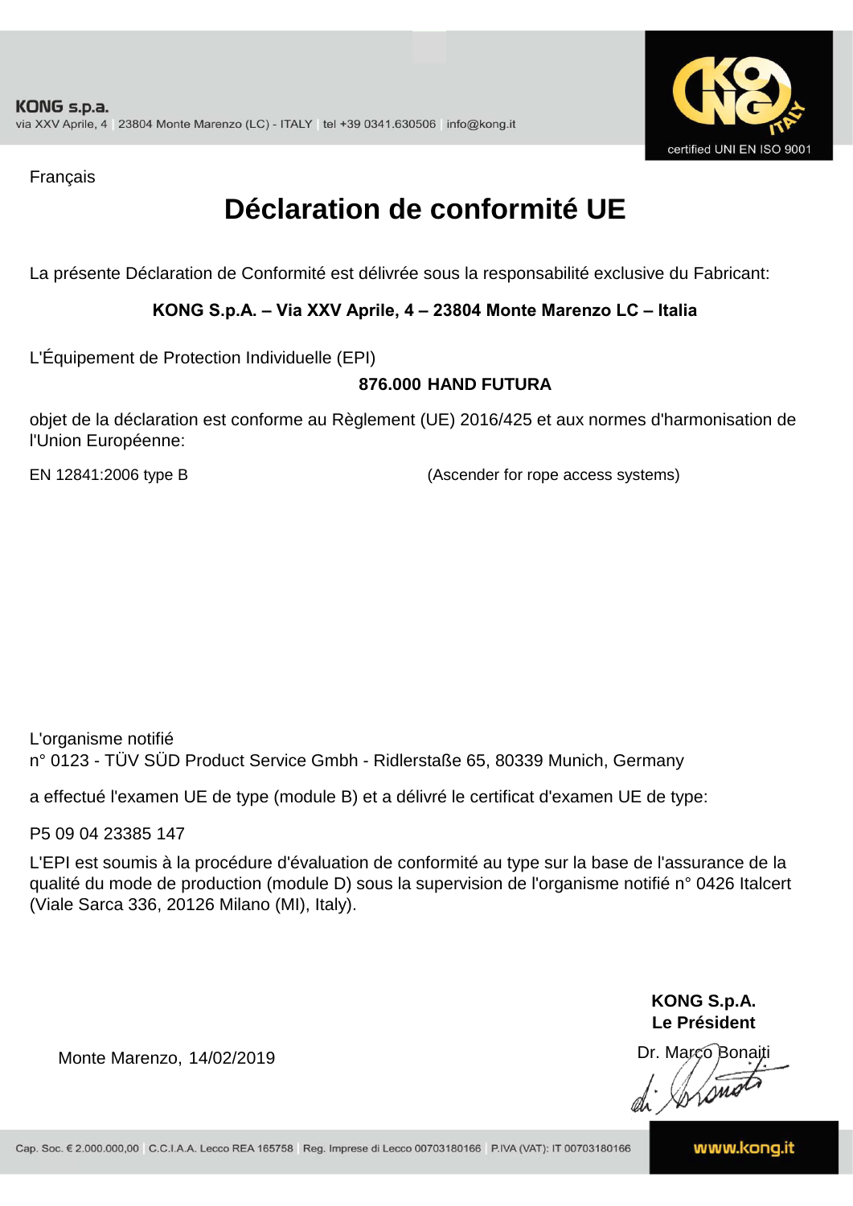KONG s.p.a.
via XXV Aprile, 4 | 23804 Monte Marenzo (LC) - ITALY | tel +39 0341.630506 | info@kong.it

certified UNI EN ISO 9001

Français

# Déclaration de conformité UE

La présente Déclaration de Conformité est délivrée sous la responsabilité exclusive du Fabricant:

**KONG S.p.A. – Via XXV Aprile, 4 – 23804 Monte Marenzo LC – Italia**

L'Équipement de Protection Individuelle (EPI)

**876.000 HAND FUTURA**

objet de la déclaration est conforme au Règlement (UE) 2016/425 et aux normes d'harmonisation de l'Union Européenne:

EN 12841:2006 type B (Ascender for rope access systems)

L'organisme notifié
n° 0123 - TÜV SÜD Product Service Gmbh - Ridlerstaße 65, 80339 Munich, Germany

a effectué l'examen UE de type (module B) et a délivré le certificat d'examen UE de type:

P5 09 04 23385 147

L'EPI est soumis à la procédure d'évaluation de conformité au type sur la base de l'assurance de la qualité du mode de production (module D) sous la supervision de l'organisme notifié n° 0426 Italcert (Viale Sarca 336, 20126 Milano (MI), Italy).

Monte Marenzo, 14/02/2019

**KONG S.p.A.**
**Le Président**
Dr. Marco Bonaiti

Cap. Soc. € 2.000.000,00 | C.C.I.A.A. Lecco REA 165758 | Reg. Imprese di Lecco 00703180166 | P.IVA (VAT): IT 00703180166

www.kong.it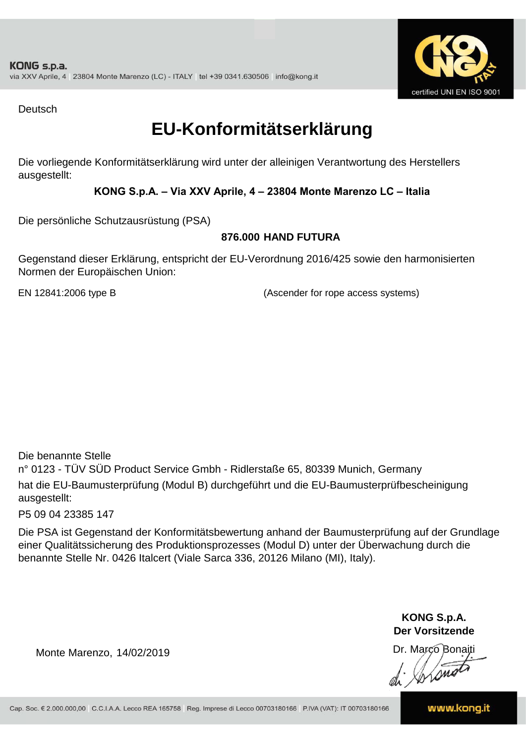KONG s.p.a.
via XXV Aprile, 4 | 23804 Monte Marenzo (LC) - ITALY | tel +39 0341.630506 | info@kong.it

certified UNI EN ISO 9001

Deutsch

# EU-Konformitätserklärung

Die vorliegende Konformitätserklärung wird unter der alleinigen Verantwortung des Herstellers ausgestellt:

**KONG S.p.A. – Via XXV Aprile, 4 – 23804 Monte Marenzo LC – Italia**

Die persönliche Schutzausrüstung (PSA)

**876.000 HAND FUTURA**

Gegenstand dieser Erklärung, entspricht der EU-Verordnung 2016/425 sowie den harmonisierten Normen der Europäischen Union:

EN 12841:2006 type B (Ascender for rope access systems)

Die benannte Stelle
n° 0123 - TÜV SÜD Product Service Gmbh - Ridlerstaße 65, 80339 Munich, Germany
hat die EU-Baumusterprüfung (Modul B) durchgeführt und die EU-Baumusterprüfbescheinigung ausgestellt:

P5 09 04 23385 147

Die PSA ist Gegenstand der Konformitätsbewertung anhand der Baumusterprüfung auf der Grundlage einer Qualitätssicherung des Produktionsprozesses (Modul D) unter der Überwachung durch die benannte Stelle Nr. 0426 Italcert (Viale Sarca 336, 20126 Milano (MI), Italy).

Monte Marenzo, 14/02/2019

**KONG S.p.A.**
**Der Vorsitzende**
Dr. Marco Bonaiti

Cap. Soc. € 2.000.000,00 | C.C.I.A.A. Lecco REA 165758 | Reg. Imprese di Lecco 00703180166 | P.IVA (VAT): IT 00703180166

www.kong.it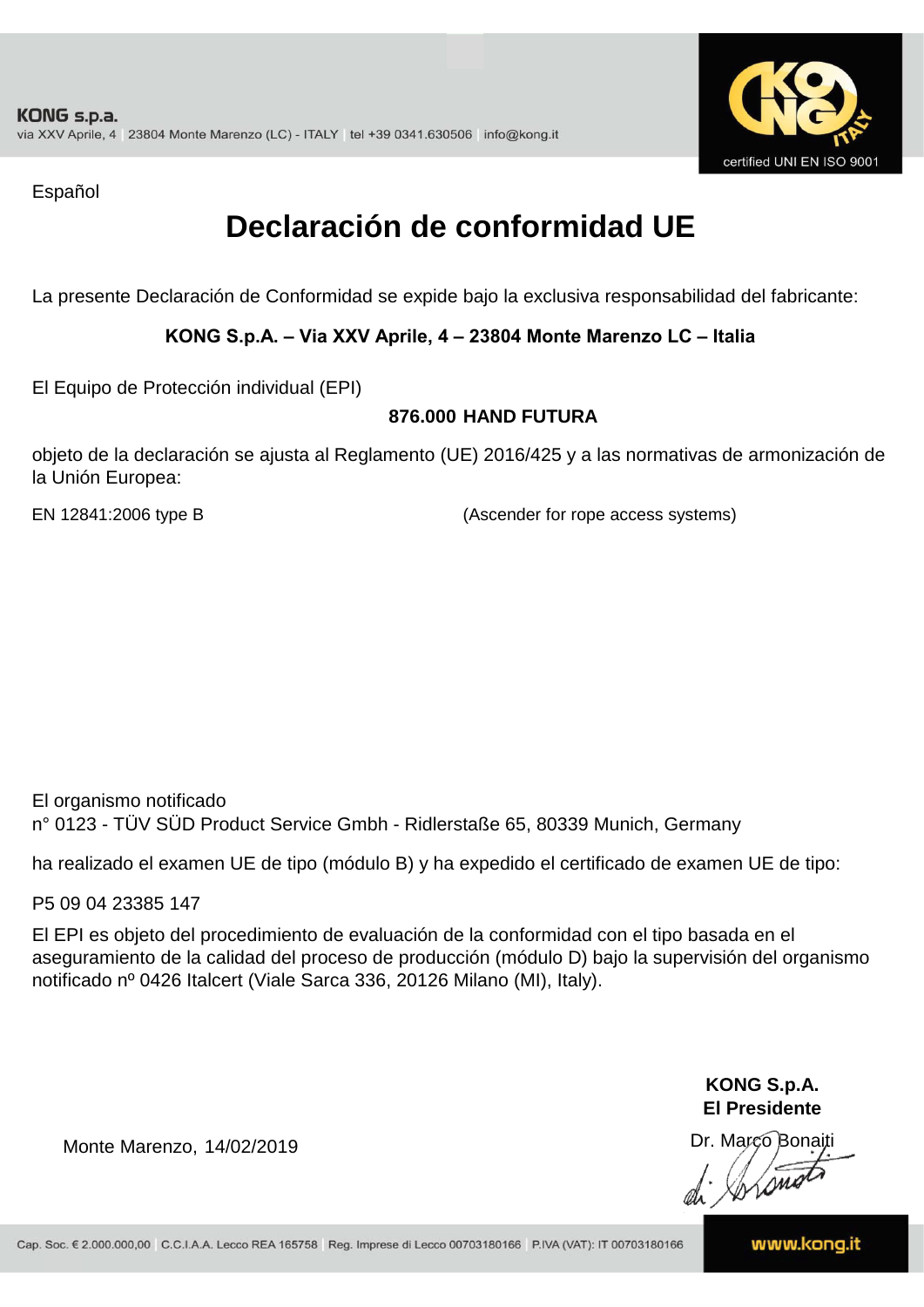Español

# Declaración de conformidad UE

La presente Declaración de Conformidad se expide bajo la exclusiva responsabilidad del fabricante:

**KONG S.p.A. – Via XXV Aprile, 4 – 23804 Monte Marenzo LC – Italia**

El Equipo de Protección individual (EPI)

**876.000 HAND FUTURA**

objeto de la declaración se ajusta al Reglamento (UE) 2016/425 y a las normativas de armonización de la Unión Europea:

EN 12841:2006 type B (Ascender for rope access systems)

El organismo notificado
n° 0123 - TÜV SÜD Product Service Gmbh - Ridlerstaße 65, 80339 Munich, Germany

ha realizado el examen UE de tipo (módulo B) y ha expedido el certificado de examen UE de tipo:

P5 09 04 23385 147

El EPI es objeto del procedimiento de evaluación de la conformidad con el tipo basada en el aseguramiento de la calidad del proceso de producción (módulo D) bajo la supervisión del organismo notificado nº 0426 Italcert (Viale Sarca 336, 20126 Milano (MI), Italy).

Monte Marenzo, 14/02/2019

**KONG S.p.A.**
**El Presidente**

Dr. Marco Bonaiti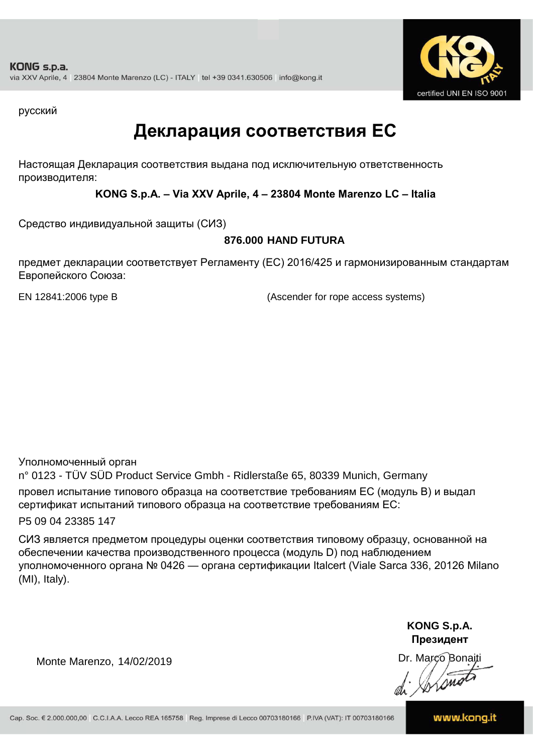русский

# Декларация соответствия ЕС

Настоящая Декларация соответствия выдана под исключительную ответственность производителя:

**KONG S.p.A. – Via XXV Aprile, 4 – 23804 Monte Marenzo LC – Italia**

Средство индивидуальной защиты (СИЗ)

**876.000 HAND FUTURA**

предмет декларации соответствует Регламенту (ЕС) 2016/425 и гармонизированным стандартам Европейского Союза:

EN 12841:2006 type B (Ascender for rope access systems)

Уполномоченный орган
n° 0123 - TÜV SÜD Product Service Gmbh - Ridlerstaße 65, 80339 Munich, Germany
провел испытание типового образца на соответствие требованиям ЕС (модуль B) и выдал сертификат испытаний типового образца на соответствие требованиям ЕС:

P5 09 04 23385 147

СИЗ является предметом процедуры оценки соответствия типовому образцу, основанной на обеспечении качества производственного процесса (модуль D) под наблюдением уполномоченного органа № 0426 — органа сертификации Italcert (Viale Sarca 336, 20126 Milano (MI), Italy).

Monte Marenzo, 14/02/2019

**KONG S.p.A.**
**Президент**
Dr. Marco Bonaiti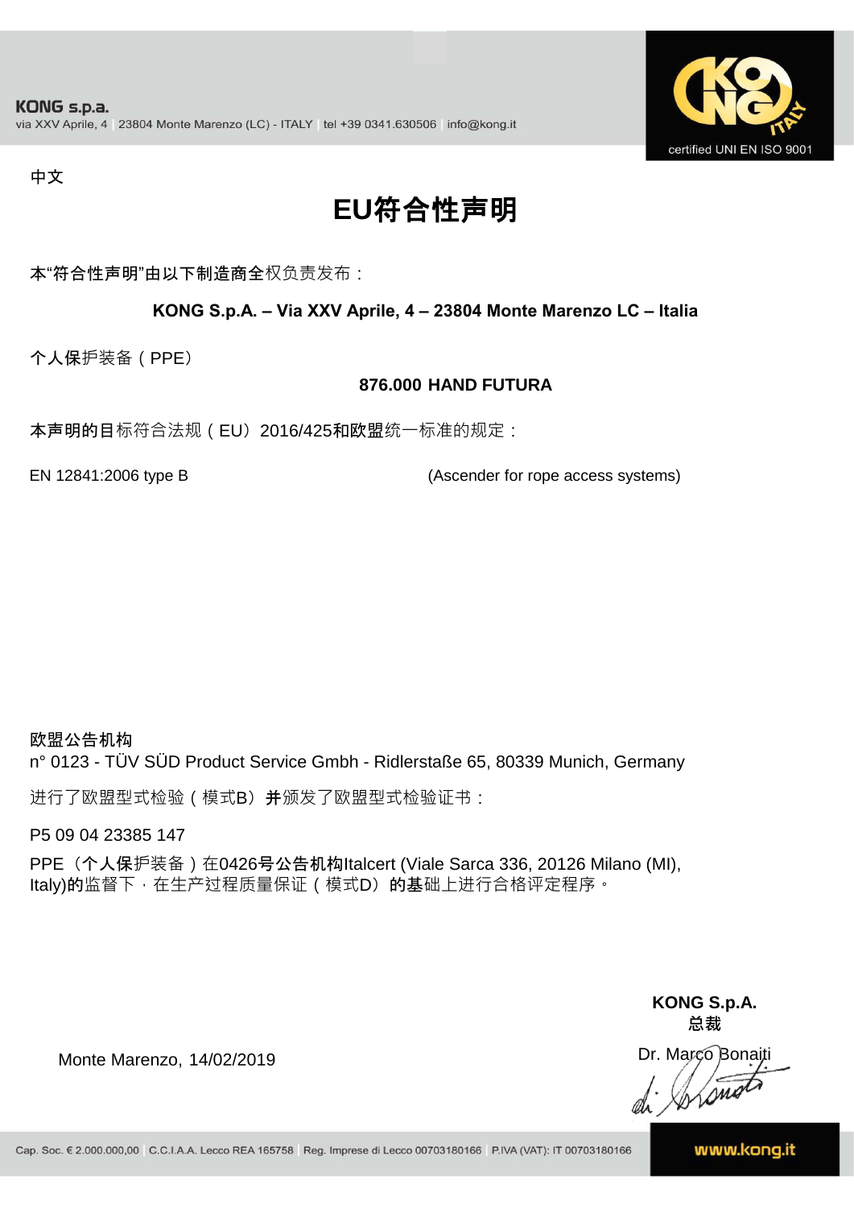KONG s.p.a.
via XXV Aprile, 4 | 23804 Monte Marenzo (LC) - ITALY | tel +39 0341.630506 | info@kong.it

certified UNI EN ISO 9001

中文

# EU符合性声明

本"符合性声明"由以下制造商全权负责发布：

**KONG S.p.A. – Via XXV Aprile, 4 – 23804 Monte Marenzo LC – Italia**

个人保护装备（PPE）

**876.000 HAND FUTURA**

本声明的目标符合法规（EU）2016/425和欧盟统一标准的规定：

EN 12841:2006 type B (Ascender for rope access systems)

**欧盟公告机构**
n° 0123 - TÜV SÜD Product Service Gmbh - Ridlerstaße 65, 80339 Munich, Germany

进行了欧盟型式检验（模式B）并颁发了欧盟型式检验证书：

P5 09 04 23385 147

PPE（个人保护装备）在0426号公告机构Italcert (Viale Sarca 336, 20126 Milano (MI), Italy)的监督下，在生产过程质量保证（模式D）的基础上进行合格评定程序。

**KONG S.p.A.**
**总裁**

Monte Marenzo, 14/02/2019

Dr. Marco Bonaiti

Cap. Soc. € 2.000.000,00 | C.C.I.A.A. Lecco REA 165758 | Reg. Imprese di Lecco 00703180166 | P.IVA (VAT): IT 00703180166

www.kong.it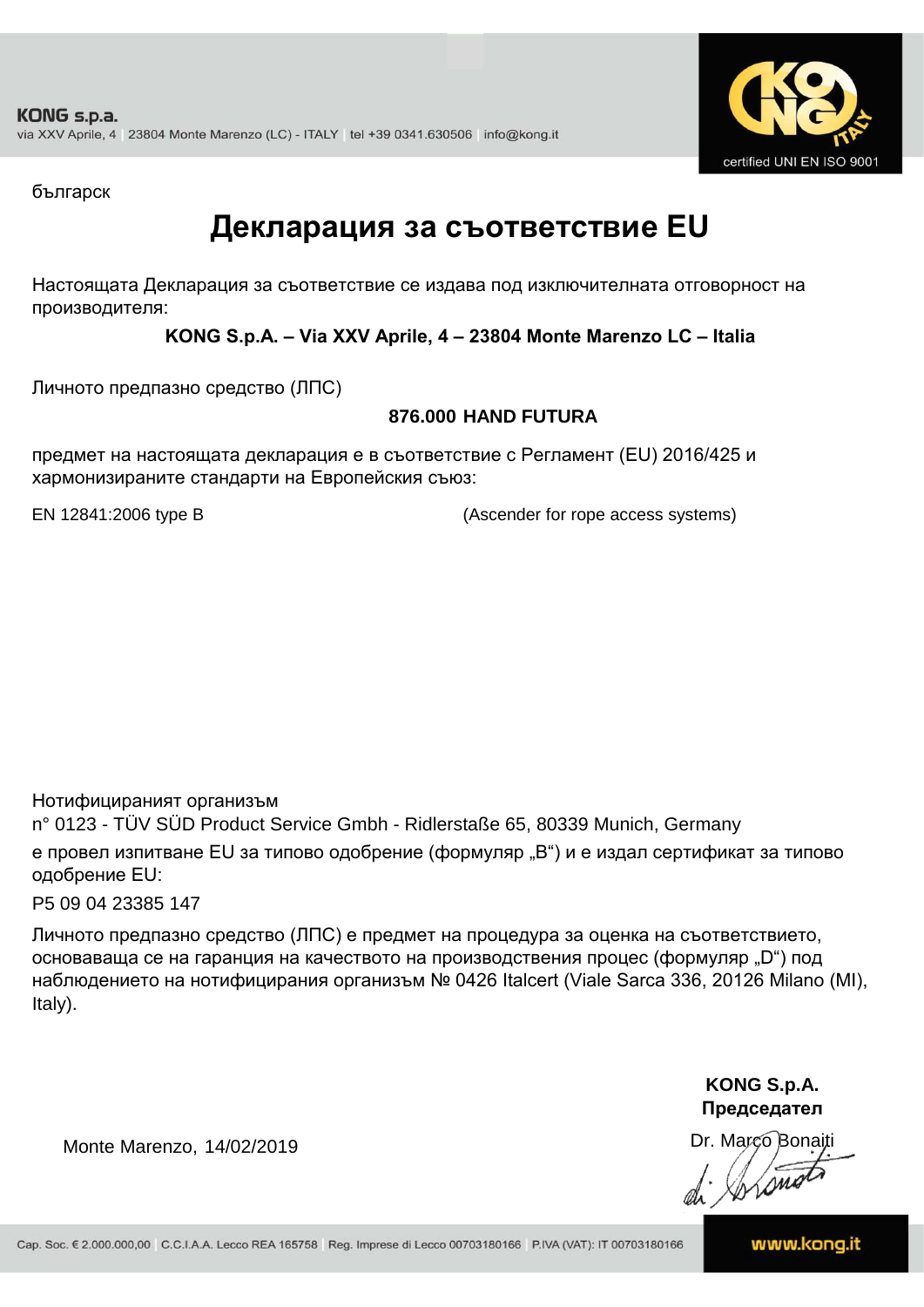KONG s.p.a.
via XXV Aprile, 4 | 23804 Monte Marenzo (LC) - ITALY | tel +39 0341.630506 | info@kong.it

certified UNI EN ISO 9001

българск

# Декларация за съответствие EU

Настоящата Декларация за съответствие се издава под изключителната отговорност на производителя:

**KONG S.p.A. – Via XXV Aprile, 4 – 23804 Monte Marenzo LC – Italia**

Личното предпазно средство (ЛПС)

**876.000 HAND FUTURA**

предмет на настоящата декларация е в съответствие с Регламент (EU) 2016/425 и хармонизираните стандарти на Европейския съюз:

EN 12841:2006 type B (Ascender for rope access systems)

Нотифицираният организъм
n° 0123 - TÜV SÜD Product Service Gmbh - Ridlerstaße 65, 80339 Munich, Germany
е провел изпитване EU за типово одобрение (формуляр „B“) и е издал сертификат за типово одобрение EU:
P5 09 04 23385 147

Личното предпазно средство (ЛПС) е предмет на процедура за оценка на съответствието, основаваща се на гаранция на качеството на производствения процес (формуляр „D“) под наблюдението на нотифицирания организъм № 0426 Italcert (Viale Sarca 336, 20126 Milano (MI), Italy).

Monte Marenzo, 14/02/2019

**KONG S.p.A.**
**Председател**
Dr. Marco Bonaiti

Cap. Soc. € 2.000.000,00 | C.C.I.A.A. Lecco REA 165758 | Reg. Imprese di Lecco 00703180166 | P.IVA (VAT): IT 00703180166

www.kong.it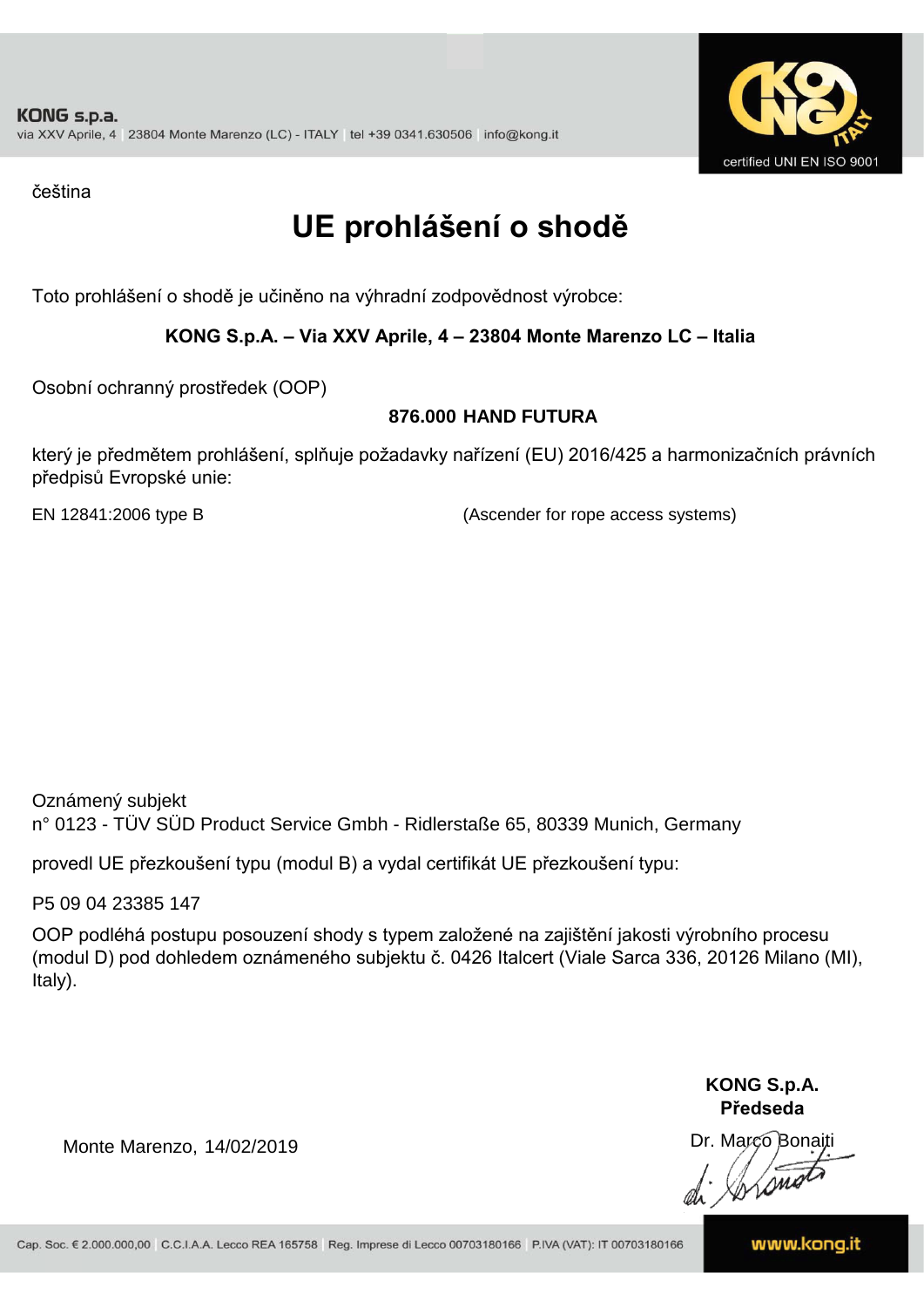KONG s.p.a.
via XXV Aprile, 4 | 23804 Monte Marenzo (LC) - ITALY | tel +39 0341.630506 | info@kong.it

certified UNI EN ISO 9001

čeština

# UE prohlášení o shodě

Toto prohlášení o shodě je učiněno na výhradní zodpovědnost výrobce:

**KONG S.p.A. – Via XXV Aprile, 4 – 23804 Monte Marenzo LC – Italia**

Osobní ochranný prostředek (OOP)

**876.000 HAND FUTURA**

který je předmětem prohlášení, splňuje požadavky nařízení (EU) 2016/425 a harmonizačních právních předpisů Evropské unie:

EN 12841:2006 type B (Ascender for rope access systems)

Oznámený subjekt
n° 0123 - TÜV SÜD Product Service Gmbh - Ridlerstaße 65, 80339 Munich, Germany

provedl UE přezkoušení typu (modul B) a vydal certifikát UE přezkoušení typu:

P5 09 04 23385 147

OOP podléhá postupu posouzení shody s typem založené na zajištění jakosti výrobního procesu (modul D) pod dohledem oznámeného subjektu č. 0426 Italcert (Viale Sarca 336, 20126 Milano (MI), Italy).

**KONG S.p.A.**
**Předseda**

Monte Marenzo, 14/02/2019

Dr. Marco Bonaiti

Cap. Soc. € 2.000.000,00 | C.C.I.A.A. Lecco REA 165758 | Reg. Imprese di Lecco 00703180166 | P.IVA (VAT): IT 00703180166

www.kong.it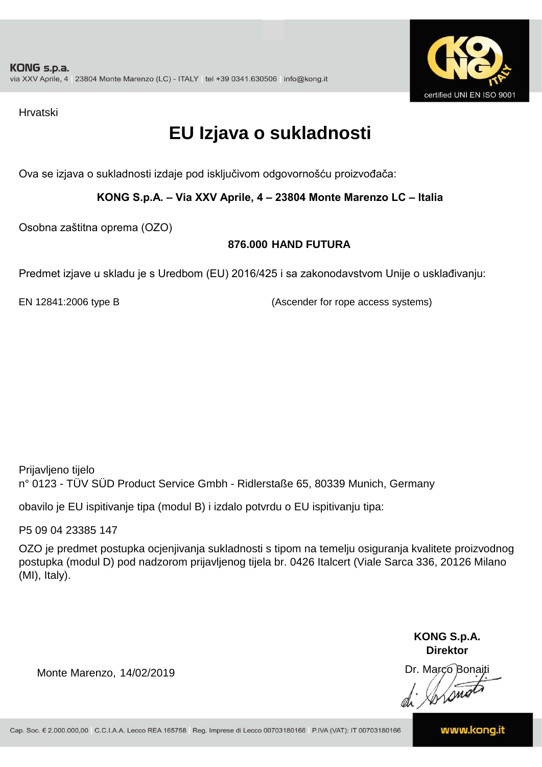KONG s.p.a.
via XXV Aprile, 4 | 23804 Monte Marenzo (LC) - ITALY | tel +39 0341.630506 | info@kong.it

certified UNI EN ISO 9001

Hrvatski

# EU Izjava o sukladnosti

Ova se izjava o sukladnosti izdaje pod isključivom odgovornošću proizvođača:

**KONG S.p.A. – Via XXV Aprile, 4 – 23804 Monte Marenzo LC – Italia**

Osobna zaštitna oprema (OZO)

**876.000 HAND FUTURA**

Predmet izjave u skladu je s Uredbom (EU) 2016/425 i sa zakonodavstvom Unije o usklađivanju:

EN 12841:2006 type B (Ascender for rope access systems)

Prijavljeno tijelo
n° 0123 - TÜV SÜD Product Service Gmbh - Ridlerstaße 65, 80339 Munich, Germany

obavilo je EU ispitivanje tipa (modul B) i izdalo potvrdu o EU ispitivanju tipa:

P5 09 04 23385 147

OZO je predmet postupka ocjenjivanja sukladnosti s tipom na temelju osiguranja kvalitete proizvodnog postupka (modul D) pod nadzorom prijavljenog tijela br. 0426 Italcert (Viale Sarca 336, 20126 Milano (MI), Italy).

Monte Marenzo, 14/02/2019

**KONG S.p.A.**
**Direktor**
Dr. Marco Bonaiti

Cap. Soc. € 2.000.000,00 | C.C.I.A.A. Lecco REA 165758 | Reg. Imprese di Lecco 00703180166 | P.IVA (VAT): IT 00703180166

www.kong.it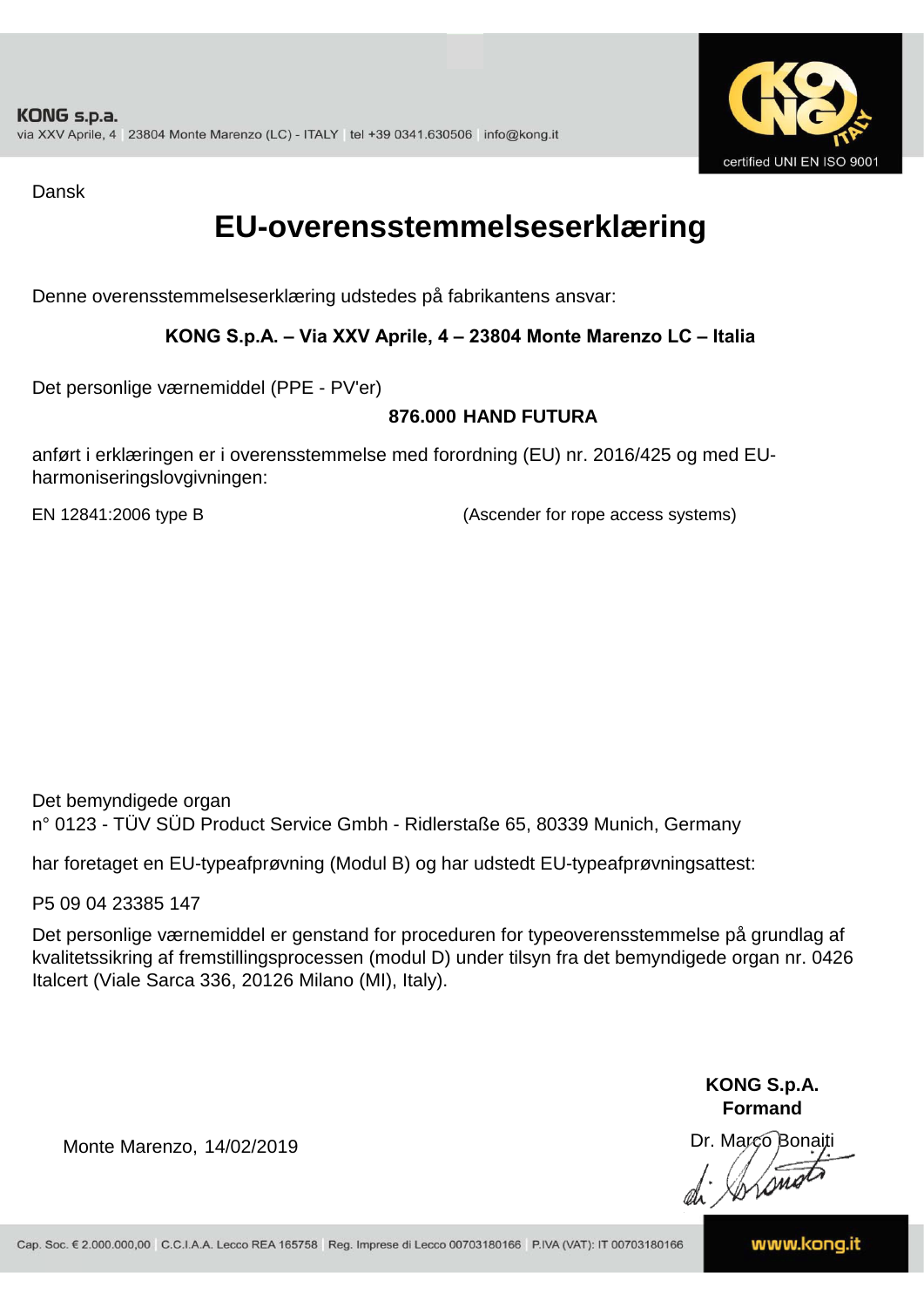**KONG s.p.a.**
via XXV Aprile, 4 | 23804 Monte Marenzo (LC) - ITALY | tel +39 0341.630506 | info@kong.it

certified UNI EN ISO 9001

Dansk

# EU-overensstemmelseserklæring

Denne overensstemmelseserklæring udstedes på fabrikantens ansvar:

**KONG S.p.A. – Via XXV Aprile, 4 – 23804 Monte Marenzo LC – Italia**

Det personlige værnemiddel (PPE - PV'er)

**876.000 HAND FUTURA**

anført i erklæringen er i overensstemmelse med forordning (EU) nr. 2016/425 og med EU-harmoniseringslovgivningen:

EN 12841:2006 type B (Ascender for rope access systems)

Det bemyndigede organ
n° 0123 - TÜV SÜD Product Service Gmbh - Ridlerstaße 65, 80339 Munich, Germany

har foretaget en EU-typeafprøvning (Modul B) og har udstedt EU-typeafprøvningsattest:

P5 09 04 23385 147

Det personlige værnemiddel er genstand for proceduren for typeoverensstemmelse på grundlag af kvalitetssikring af fremstillingsprocessen (modul D) under tilsyn fra det bemyndigede organ nr. 0426 Italcert (Viale Sarca 336, 20126 Milano (MI), Italy).

Monte Marenzo, 14/02/2019

**KONG S.p.A.**
**Formand**
Dr. Marco Bonaiti

Cap. Soc. € 2.000.000,00 | C.C.I.A.A. Lecco REA 165758 | Reg. Imprese di Lecco 00703180166 | P.IVA (VAT): IT 00703180166

www.kong.it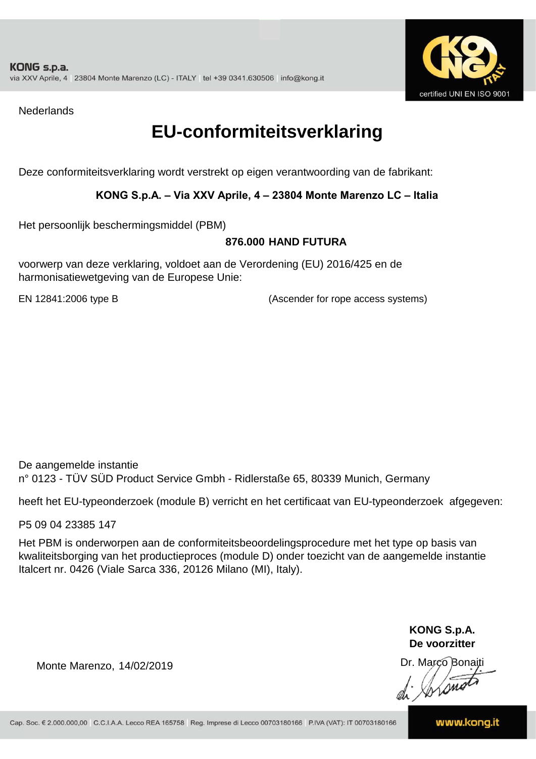KONG s.p.a.
via XXV Aprile, 4 | 23804 Monte Marenzo (LC) - ITALY | tel +39 0341.630506 | info@kong.it

certified UNI EN ISO 9001

Nederlands

# EU-conformiteitsverklaring

Deze conformiteitsverklaring wordt verstrekt op eigen verantwoording van de fabrikant:

**KONG S.p.A. – Via XXV Aprile, 4 – 23804 Monte Marenzo LC – Italia**

Het persoonlijk beschermingsmiddel (PBM)

**876.000 HAND FUTURA**

voorwerp van deze verklaring, voldoet aan de Verordening (EU) 2016/425 en de harmonisatiewetgeving van de Europese Unie:

EN 12841:2006 type B (Ascender for rope access systems)

De aangemelde instantie
n° 0123 - TÜV SÜD Product Service Gmbh - Ridlerstaße 65, 80339 Munich, Germany

heeft het EU-typeonderzoek (module B) verricht en het certificaat van EU-typeonderzoek afgegeven:

P5 09 04 23385 147

Het PBM is onderworpen aan de conformiteitsbeoordelingsprocedure met het type op basis van kwaliteitsborging van het productieproces (module D) onder toezicht van de aangemelde instantie Italcert nr. 0426 (Viale Sarca 336, 20126 Milano (MI), Italy).

**KONG S.p.A.**
**De voorzitter**

Monte Marenzo, 14/02/2019

Dr. Marco Bonaiti

Cap. Soc. € 2.000.000,00 | C.C.I.A.A. Lecco REA 165758 | Reg. Imprese di Lecco 00703180166 | P.IVA (VAT): IT 00703180166

www.kong.it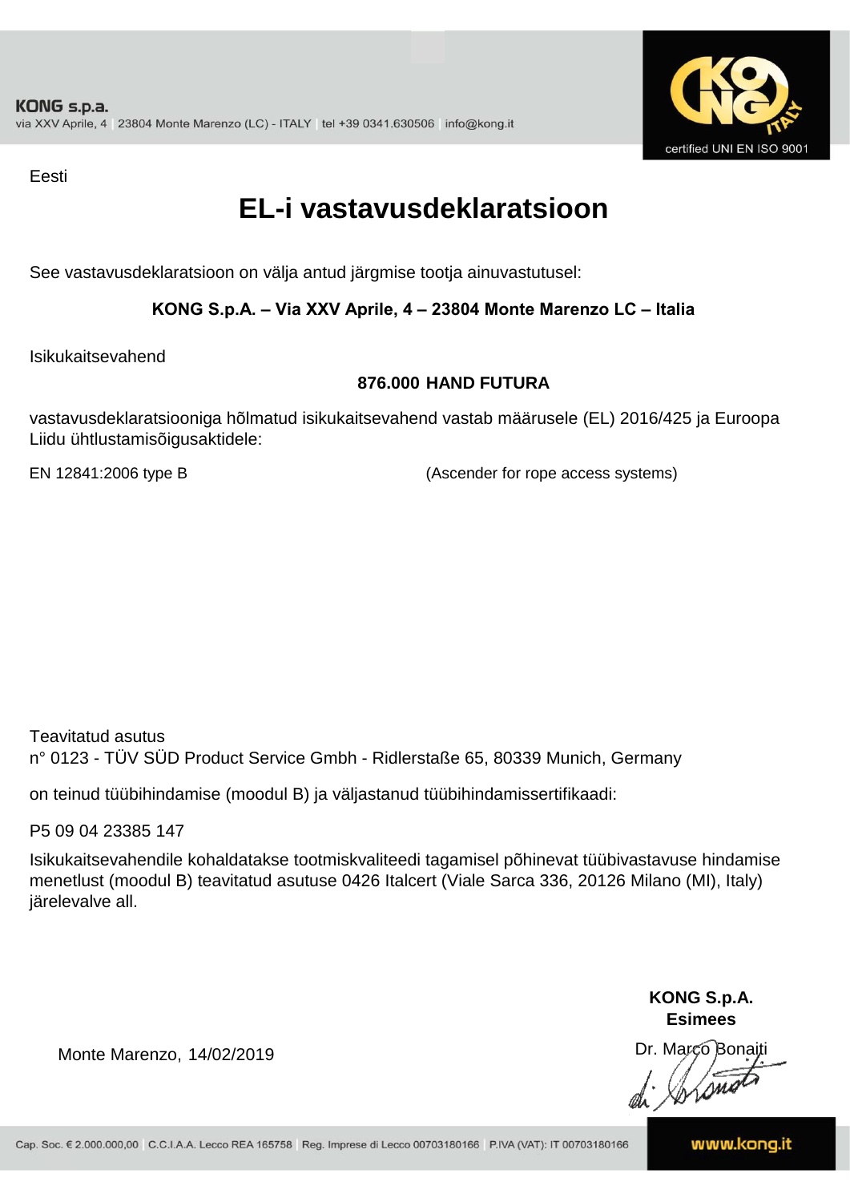KONG s.p.a.
via XXV Aprile, 4 | 23804 Monte Marenzo (LC) - ITALY | tel +39 0341.630506 | info@kong.it

certified UNI EN ISO 9001

Eesti

# EL-i vastavusdeklaratsioon

See vastavusdeklaratsioon on välja antud järgmise tootja ainuvastutusel:

**KONG S.p.A. – Via XXV Aprile, 4 – 23804 Monte Marenzo LC – Italia**

Isikukaitsevahend

**876.000 HAND FUTURA**

vastavusdeklaratsiooniga hõlmatud isikukaitsevahend vastab määrusele (EL) 2016/425 ja Euroopa Liidu ühtlustamisõigusaktidele:

EN 12841:2006 type B (Ascender for rope access systems)

Teavitatud asutus
n° 0123 - TÜV SÜD Product Service Gmbh - Ridlerstaße 65, 80339 Munich, Germany

on teinud tüübihindamise (moodul B) ja väljastanud tüübihindamissertifikaadi:

P5 09 04 23385 147

Isikukaitsevahendile kohaldatakse tootmiskvaliteedi tagamisel põhinevat tüübivastavuse hindamise menetlust (moodul B) teavitatud asutuse 0426 Italcert (Viale Sarca 336, 20126 Milano (MI), Italy) järelevalve all.

**KONG S.p.A.**
**Esimees**

Monte Marenzo, 14/02/2019

Dr. Marco Bonaiti

Cap. Soc. € 2.000.000,00 | C.C.I.A.A. Lecco REA 165758 | Reg. Imprese di Lecco 00703180166 | P.IVA (VAT): IT 00703180166

www.kong.it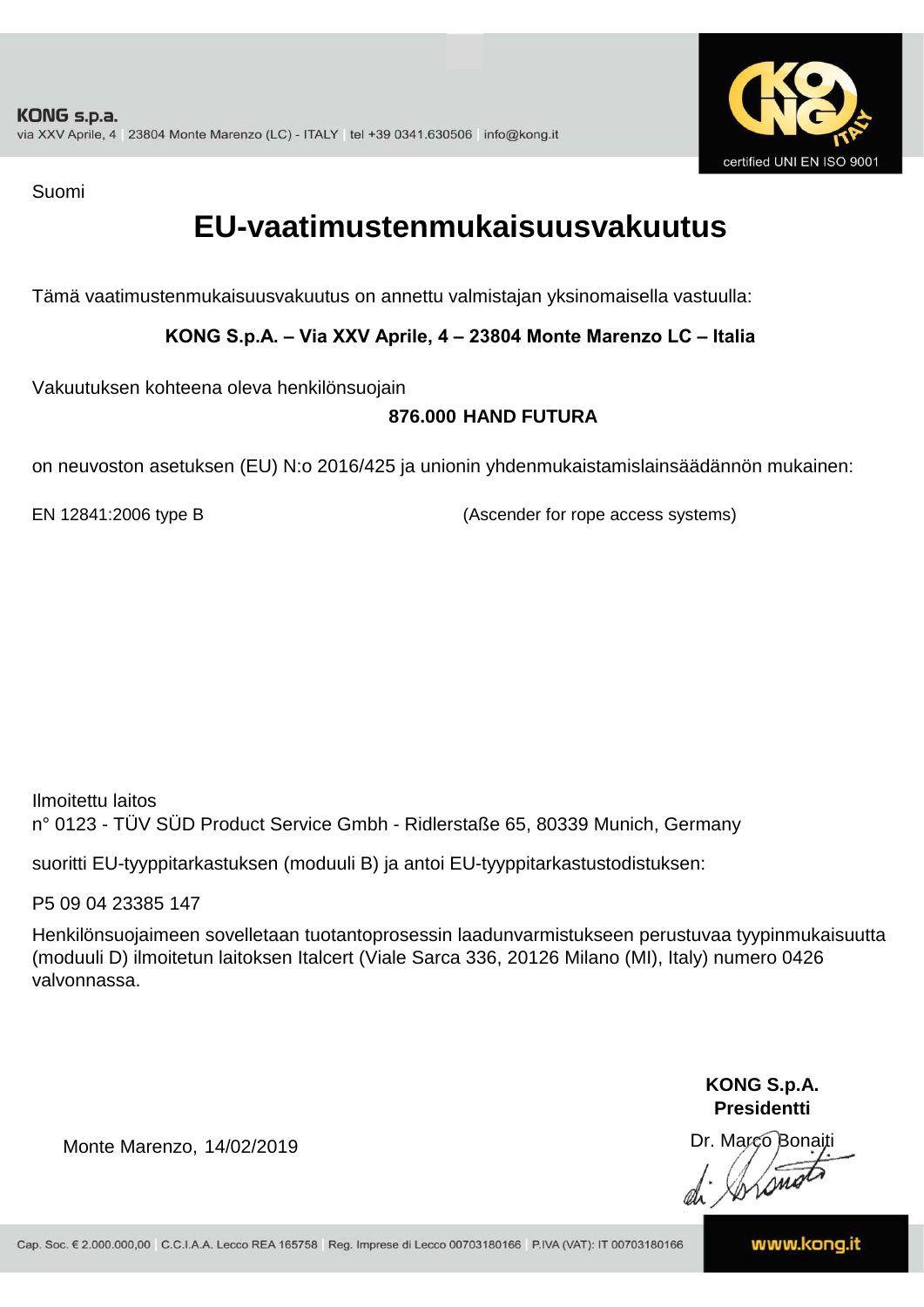KONG s.p.a.
via XXV Aprile, 4 | 23804 Monte Marenzo (LC) - ITALY | tel +39 0341.630506 | info@kong.it

certified UNI EN ISO 9001

Suomi

# EU-vaatimustenmukaisuusvakuutus

Tämä vaatimustenmukaisuusvakuutus on annettu valmistajan yksinomaisella vastuulla:

**KONG S.p.A. – Via XXV Aprile, 4 – 23804 Monte Marenzo LC – Italia**

Vakuutuksen kohteena oleva henkilönsuojain

**876.000 HAND FUTURA**

on neuvoston asetuksen (EU) N:o 2016/425 ja unionin yhdenmukaistamislainsäädännön mukainen:

EN 12841:2006 type B (Ascender for rope access systems)

Ilmoitettu laitos
n° 0123 - TÜV SÜD Product Service Gmbh - Ridlerstaße 65, 80339 Munich, Germany

suoritti EU-tyyppitarkastuksen (moduuli B) ja antoi EU-tyyppitarkastustodistuksen:

P5 09 04 23385 147

Henkilönsuojaimeen sovelletaan tuotantoprosessin laadunvarmistukseen perustuvaa tyypinmukaisuutta (moduuli D) ilmoitetun laitoksen Italcert (Viale Sarca 336, 20126 Milano (MI), Italy) numero 0426 valvonnassa.

Monte Marenzo, 14/02/2019

**KONG S.p.A.**
**Presidentti**
Dr. Marco Bonaiti

Cap. Soc. € 2.000.000,00 | C.C.I.A.A. Lecco REA 165758 | Reg. Imprese di Lecco 00703180166 | P.IVA (VAT): IT 00703180166

www.kong.it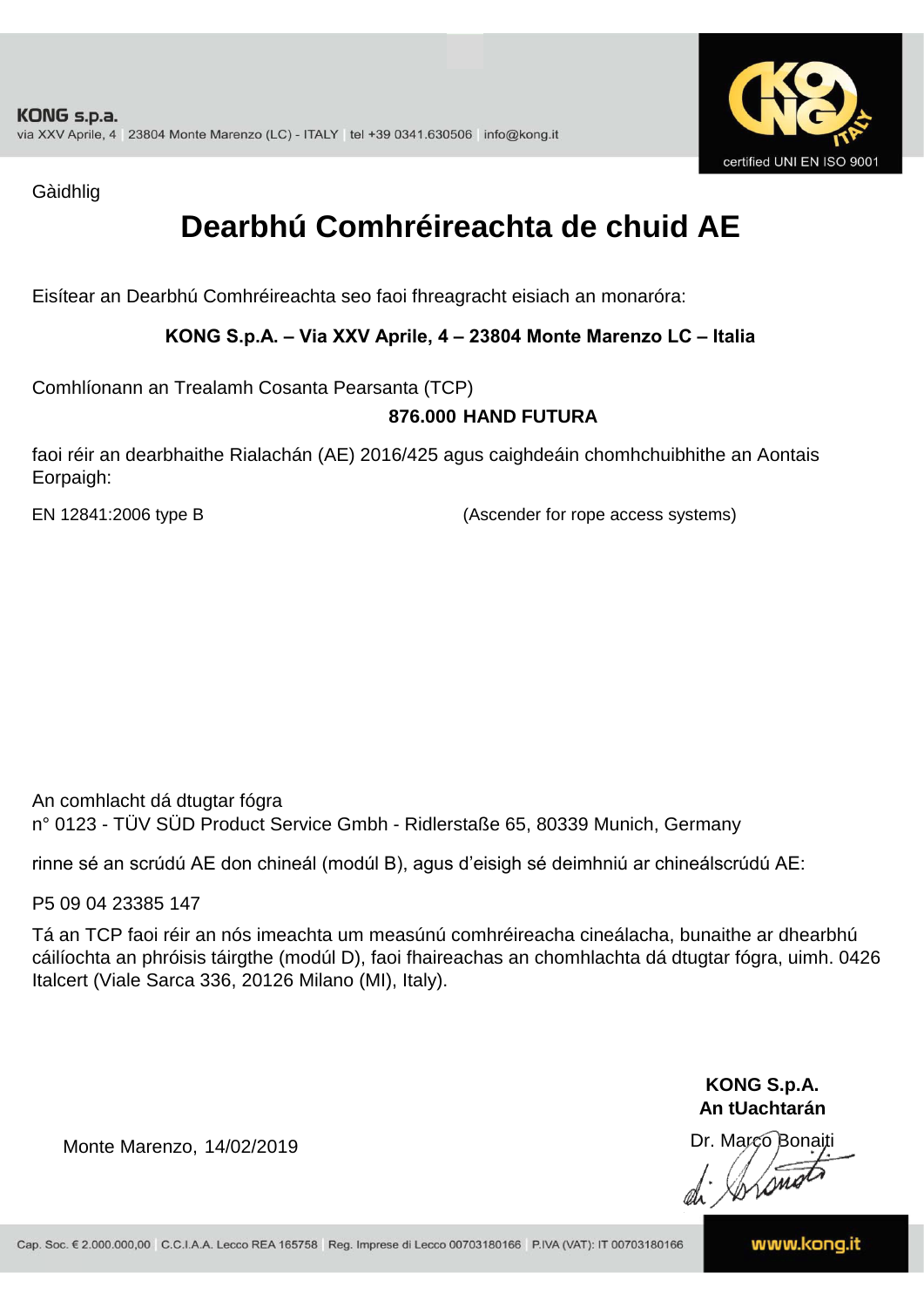KONG s.p.a.
via XXV Aprile, 4 | 23804 Monte Marenzo (LC) - ITALY | tel +39 0341.630506 | info@kong.it

certified UNI EN ISO 9001

Gàidhlig

# Dearbhú Comhréireachta de chuid AE

Eisítear an Dearbhú Comhréireachta seo faoi fhreagracht eisiach an monaróra:

**KONG S.p.A. – Via XXV Aprile, 4 – 23804 Monte Marenzo LC – Italia**

Comhlíonann an Trealamh Cosanta Pearsanta (TCP)

**876.000 HAND FUTURA**

faoi réir an dearbhaithe Rialachán (AE) 2016/425 agus caighdeáin chomhchuibhithe an Aontais Eorpaigh:

EN 12841:2006 type B (Ascender for rope access systems)

An comhlacht dá dtugtar fógra
n° 0123 - TÜV SÜD Product Service Gmbh - Ridlerstaße 65, 80339 Munich, Germany

rinne sé an scrúdú AE don chineál (modúl B), agus d'eisigh sé deimhniú ar chineálscrúdú AE:

P5 09 04 23385 147

Tá an TCP faoi réir an nós imeachta um measúnú comhréireacha cineálacha, bunaithe ar dhearbhú cáilíochta an phróisis táirgthe (modúl D), faoi fhaireachas an chomhlachta dá dtugtar fógra, uimh. 0426 Italcert (Viale Sarca 336, 20126 Milano (MI), Italy).

Monte Marenzo, 14/02/2019

**KONG S.p.A.**
**An tUachtarán**
Dr. Marco Bonaiti

Cap. Soc. € 2.000.000,00 | C.C.I.A.A. Lecco REA 165758 | Reg. Imprese di Lecco 00703180166 | P.IVA (VAT): IT 00703180166

www.kong.it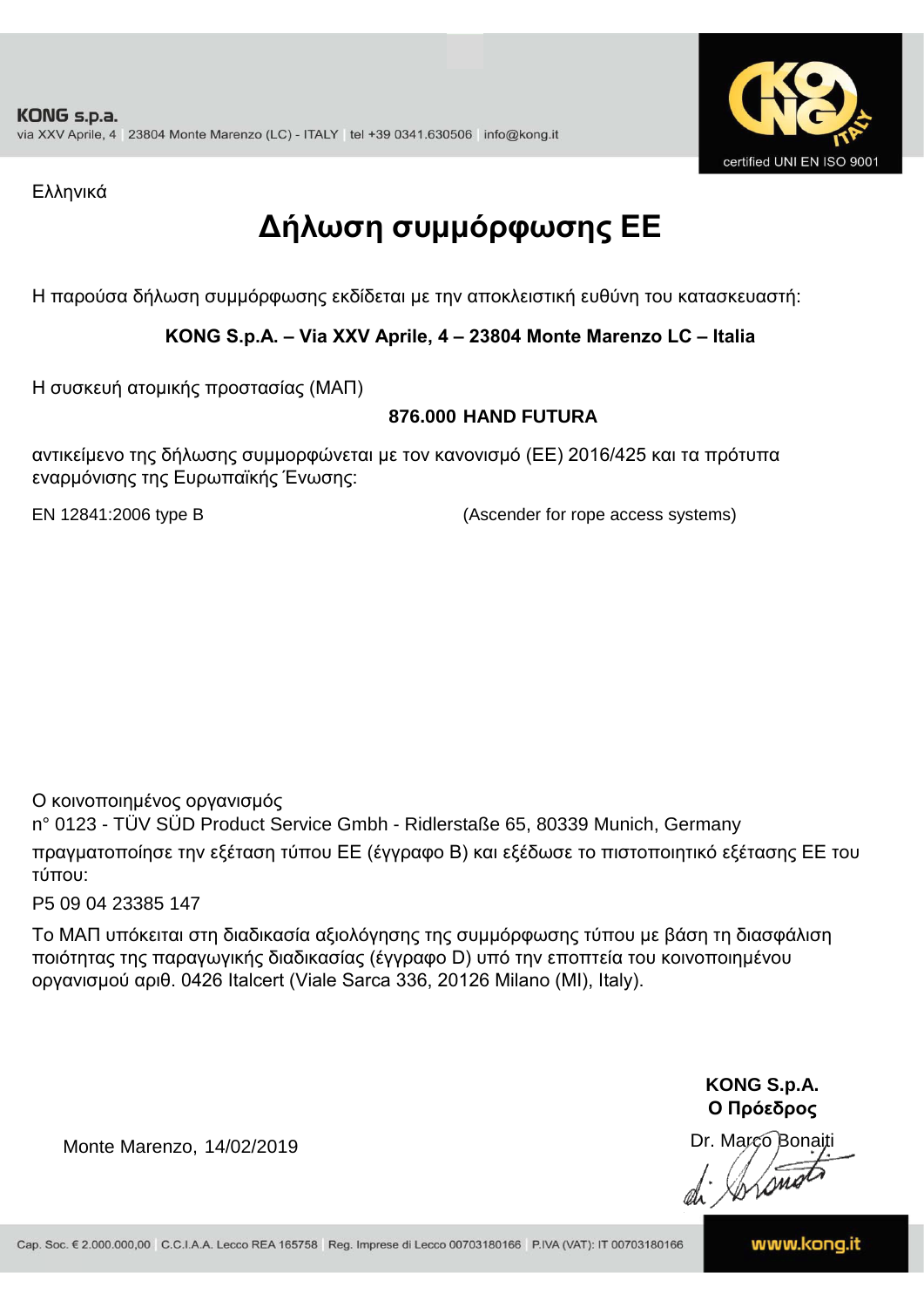KONG s.p.a.
via XXV Aprile, 4 | 23804 Monte Marenzo (LC) - ITALY | tel +39 0341.630506 | info@kong.it

certified UNI EN ISO 9001

Ελληνικά

# Δήλωση συμμόρφωσης ΕΕ

Η παρούσα δήλωση συμμόρφωσης εκδίδεται με την αποκλειστική ευθύνη του κατασκευαστή:

**KONG S.p.A. – Via XXV Aprile, 4 – 23804 Monte Marenzo LC – Italia**

Η συσκευή ατομικής προστασίας (ΜΑΠ)

**876.000 HAND FUTURA**

αντικείμενο της δήλωσης συμμορφώνεται με τον κανονισμό (ΕΕ) 2016/425 και τα πρότυπα εναρμόνισης της Ευρωπαϊκής Ένωσης:

EN 12841:2006 type B (Ascender for rope access systems)

Ο κοινοποιημένος οργανισμός
n° 0123 - TÜV SÜD Product Service Gmbh - Ridlerstaße 65, 80339 Munich, Germany
πραγματοποίησε την εξέταση τύπου ΕΕ (έγγραφο B) και εξέδωσε το πιστοποιητικό εξέτασης ΕΕ του τύπου:
P5 09 04 23385 147

Το ΜΑΠ υπόκειται στη διαδικασία αξιολόγησης της συμμόρφωσης τύπου με βάση τη διασφάλιση ποιότητας της παραγωγικής διαδικασίας (έγγραφο D) υπό την εποπτεία του κοινοποιημένου οργανισμού αριθ. 0426 Italcert (Viale Sarca 336, 20126 Milano (MI), Italy).

**KONG S.p.A.**
**Ο Πρόεδρος**
Dr. Marco Bonaiti

Monte Marenzo, 14/02/2019

Cap. Soc. € 2.000.000,00 | C.C.I.A.A. Lecco REA 165758 | Reg. Imprese di Lecco 00703180166 | P.IVA (VAT): IT 00703180166

www.kong.it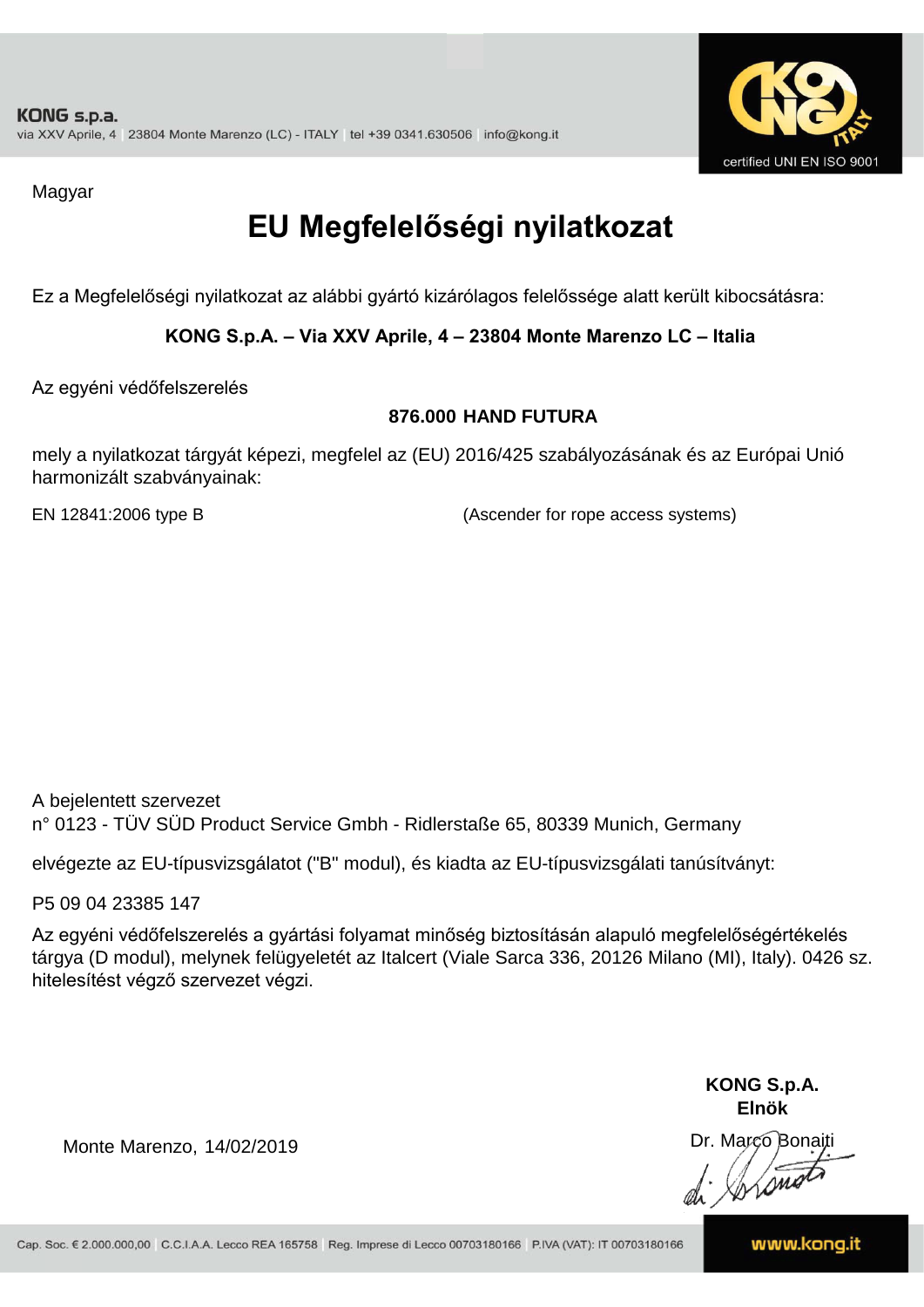KONG s.p.a.
via XXV Aprile, 4 | 23804 Monte Marenzo (LC) - ITALY | tel +39 0341.630506 | info@kong.it

certified UNI EN ISO 9001

Magyar

# EU Megfelelőségi nyilatkozat

Ez a Megfelelőségi nyilatkozat az alábbi gyártó kizárólagos felelőssége alatt került kibocsátásra:

**KONG S.p.A. – Via XXV Aprile, 4 – 23804 Monte Marenzo LC – Italia**

Az egyéni védőfelszerelés

**876.000 HAND FUTURA**

mely a nyilatkozat tárgyát képezi, megfelel az (EU) 2016/425 szabályozásának és az Európai Unió harmonizált szabványainak:

EN 12841:2006 type B (Ascender for rope access systems)

A bejelentett szervezet
n° 0123 - TÜV SÜD Product Service Gmbh - Ridlerstaße 65, 80339 Munich, Germany

elvégezte az EU-típusvizsgálatot ("B" modul), és kiadta az EU-típusvizsgálati tanúsítványt:

P5 09 04 23385 147

Az egyéni védőfelszerelés a gyártási folyamat minőség biztosításán alapuló megfelelőségértékelés tárgya (D modul), melynek felügyeletét az Italcert (Viale Sarca 336, 20126 Milano (MI), Italy). 0426 sz. hitelesítést végző szervezet végzi.

**KONG S.p.A.**
**Elnök**

Monte Marenzo, 14/02/2019

Dr. Marco Bonaiti

Cap. Soc. € 2.000.000,00 | C.C.I.A.A. Lecco REA 165758 | Reg. Imprese di Lecco 00703180166 | P.IVA (VAT): IT 00703180166

www.kong.it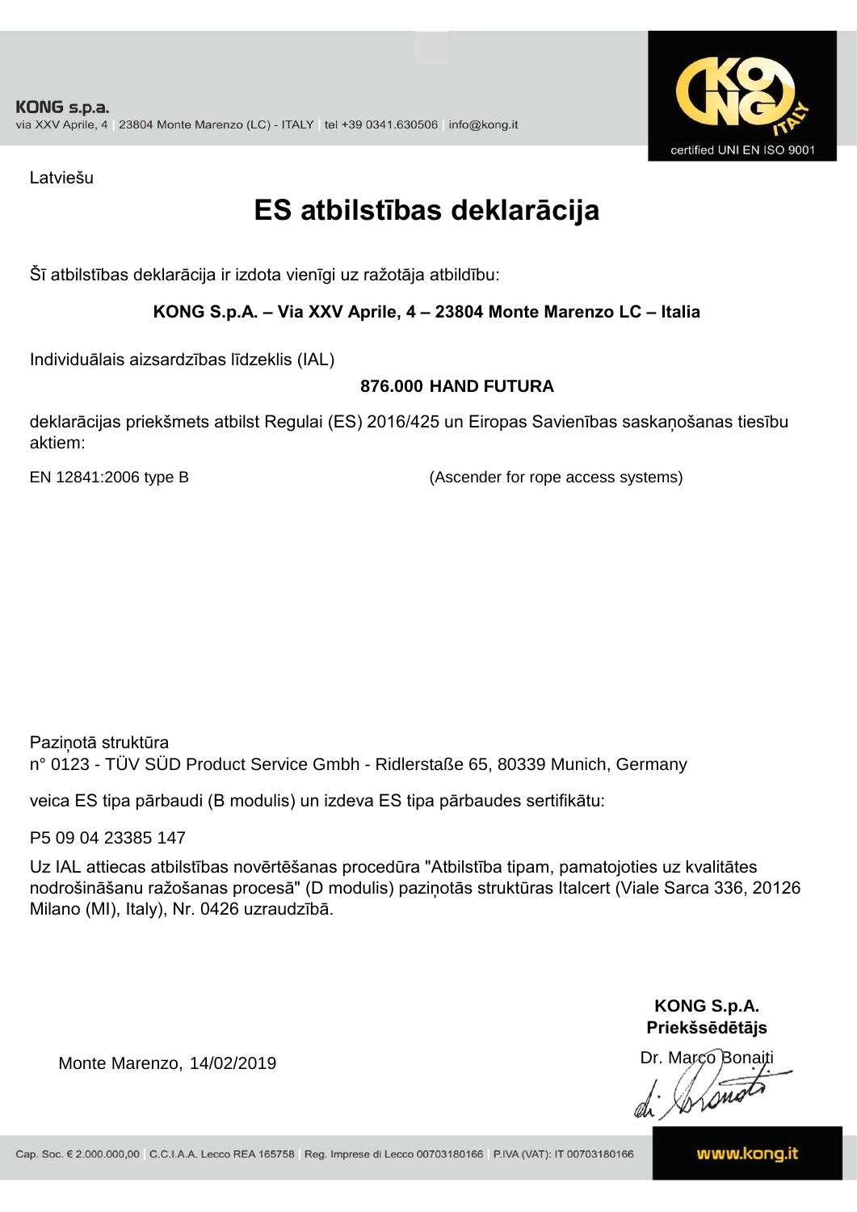**KONG s.p.a.**
via XXV Aprile, 4 | 23804 Monte Marenzo (LC) - ITALY | tel +39 0341.630506 | info@kong.it

certified UNI EN ISO 9001

Latviešu

# ES atbilstības deklarācija

Šī atbilstības deklarācija ir izdota vienīgi uz ražotāja atbildību:

**KONG S.p.A. – Via XXV Aprile, 4 – 23804 Monte Marenzo LC – Italia**

Individuālais aizsardzības līdzeklis (IAL)

**876.000 HAND FUTURA**

deklarācijas priekšmets atbilst Regulai (ES) 2016/425 un Eiropas Savienības saskaņošanas tiesību aktiem:

EN 12841:2006 type B (Ascender for rope access systems)

Paziņotā struktūra
n° 0123 - TÜV SÜD Product Service Gmbh - Ridlerstaße 65, 80339 Munich, Germany

veica ES tipa pārbaudi (B modulis) un izdeva ES tipa pārbaudes sertifikātu:

P5 09 04 23385 147

Uz IAL attiecas atbilstības novērtēšanas procedūra "Atbilstība tipam, pamatojoties uz kvalitātes nodrošināšanu ražošanas procesā" (D modulis) paziņotās struktūras Italcert (Viale Sarca 336, 20126 Milano (MI), Italy), Nr. 0426 uzraudzībā.

**KONG S.p.A.**
**Priekšsēdētājs**

Monte Marenzo, 14/02/2019

Dr. Marco Bonaiti

Cap. Soc. € 2.000.000,00 | C.C.I.A.A. Lecco REA 165758 | Reg. Imprese di Lecco 00703180166 | P.IVA (VAT): IT 00703180166

www.kong.it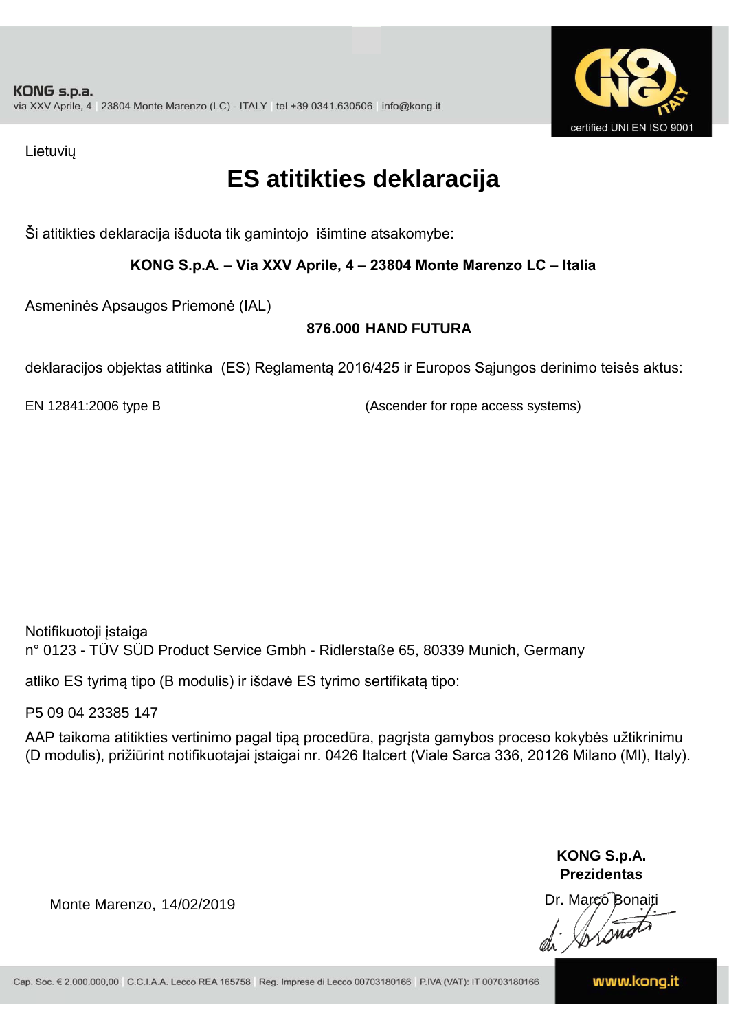Lietuvių

# ES atitikties deklaracija

Ši atitikties deklaracija išduota tik gamintojo išimtine atsakomybe:

**KONG S.p.A. – Via XXV Aprile, 4 – 23804 Monte Marenzo LC – Italia**

Asmeninės Apsaugos Priemonė (IAL)

**876.000 HAND FUTURA**

deklaracijos objektas atitinka (ES) Reglamentą 2016/425 ir Europos Sąjungos derinimo teisės aktus:

EN 12841:2006 type B (Ascender for rope access systems)

Notifikuotoji įstaiga
n° 0123 - TÜV SÜD Product Service Gmbh - Ridlerstaße 65, 80339 Munich, Germany

atliko ES tyrimą tipo (B modulis) ir išdavė ES tyrimo sertifikatą tipo:

P5 09 04 23385 147

AAP taikoma atitikties vertinimo pagal tipą procedūra, pagrįsta gamybos proceso kokybės užtikrinimu (D modulis), prižiūrint notifikuotajai įstaigai nr. 0426 Italcert (Viale Sarca 336, 20126 Milano (MI), Italy).

Monte Marenzo, 14/02/2019

**KONG S.p.A.**
**Prezidentas**
Dr. Marco Bonaiti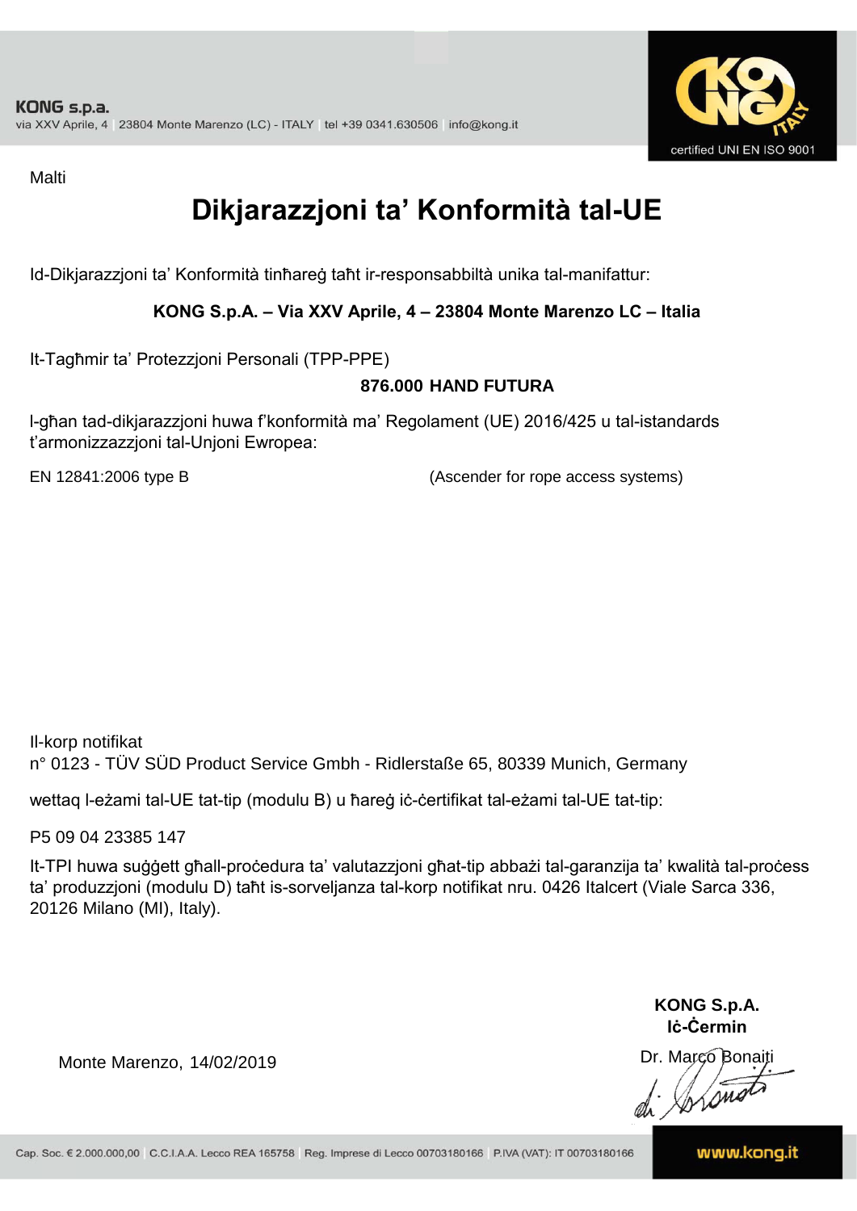**KONG s.p.a.**
via XXV Aprile, 4 | 23804 Monte Marenzo (LC) - ITALY | tel +39 0341.630506 | info@kong.it

certified UNI EN ISO 9001

Malti

# Dikjarazzjoni ta' Konformità tal-UE

Id-Dikjarazzjoni ta' Konformità tinħareġ taħt ir-responsabbiltà unika tal-manifattur:

**KONG S.p.A. – Via XXV Aprile, 4 – 23804 Monte Marenzo LC – Italia**

It-Tagħmir ta' Protezzjoni Personali (TPP-PPE)

**876.000 HAND FUTURA**

l-għan tad-dikjarazzjoni huwa f'konformità ma' Regolament (UE) 2016/425 u tal-istandards t'armonizzazzjoni tal-Unjoni Ewropea:

EN 12841:2006 type B (Ascender for rope access systems)

Il-korp notifikat
n° 0123 - TÜV SÜD Product Service Gmbh - Ridlerstaße 65, 80339 Munich, Germany

wettaq l-eżami tal-UE tat-tip (modulu B) u ħareġ iċ-ċertifikat tal-eżami tal-UE tat-tip:

P5 09 04 23385 147

It-TPI huwa suġġett għall-proċedura ta' valutazzjoni għat-tip abbażi tal-garanzija ta' kwalità tal-proċess ta' produzzjoni (modulu D) taħt is-sorveljanza tal-korp notifikat nru. 0426 Italcert (Viale Sarca 336, 20126 Milano (MI), Italy).

Monte Marenzo, 14/02/2019

**KONG S.p.A.**
**Iċ-Ċermin**
Dr. Marco Bonaiti

Cap. Soc. € 2.000.000,00 | C.C.I.A.A. Lecco REA 165758 | Reg. Imprese di Lecco 00703180166 | P.IVA (VAT): IT 00703180166

www.kong.it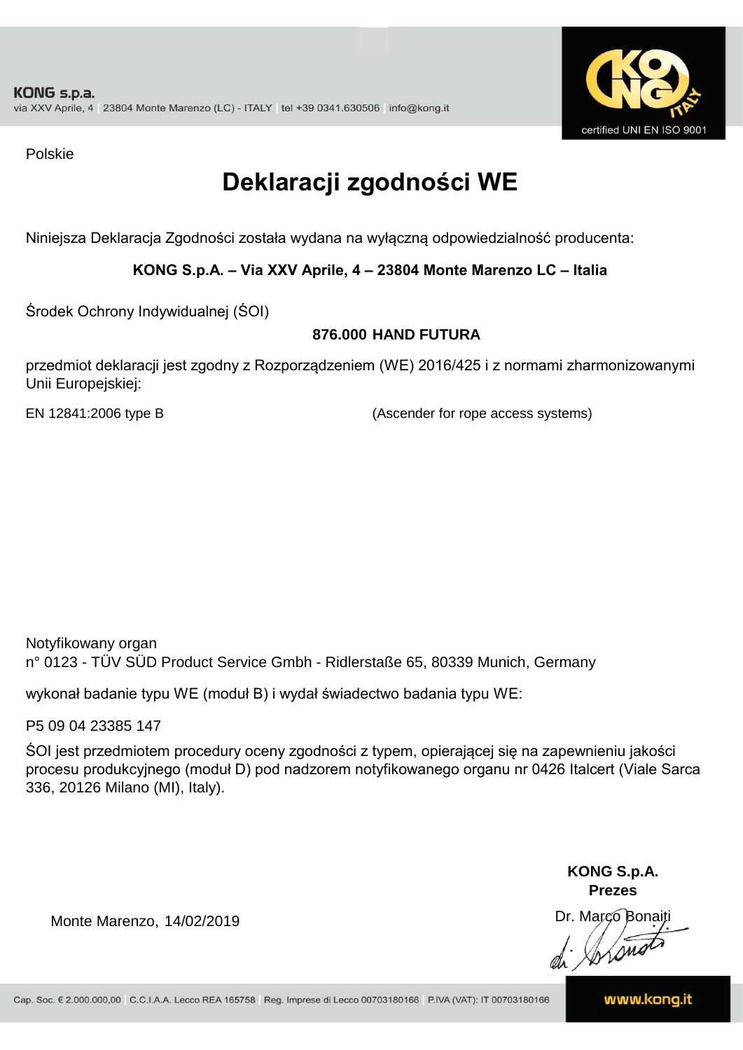Polskie

# Deklaracji zgodności WE

Niniejsza Deklaracja Zgodności została wydana na wyłączną odpowiedzialność producenta:

**KONG S.p.A. – Via XXV Aprile, 4 – 23804 Monte Marenzo LC – Italia**

Środek Ochrony Indywidualnej (ŚOI)

**876.000 HAND FUTURA**

przedmiot deklaracji jest zgodny z Rozporządzeniem (WE) 2016/425 i z normami zharmonizowanymi Unii Europejskiej:

EN 12841:2006 type B (Ascender for rope access systems)

Notyfikowany organ
n° 0123 - TÜV SÜD Product Service Gmbh - Ridlerstaße 65, 80339 Munich, Germany

wykonał badanie typu WE (moduł B) i wydał świadectwo badania typu WE:

P5 09 04 23385 147

ŚOI jest przedmiotem procedury oceny zgodności z typem, opierającej się na zapewnieniu jakości procesu produkcyjnego (moduł D) pod nadzorem notyfikowanego organu nr 0426 Italcert (Viale Sarca 336, 20126 Milano (MI), Italy).

**KONG S.p.A.**
**Prezes**

Monte Marenzo, 14/02/2019

Dr. Marco Bonaiti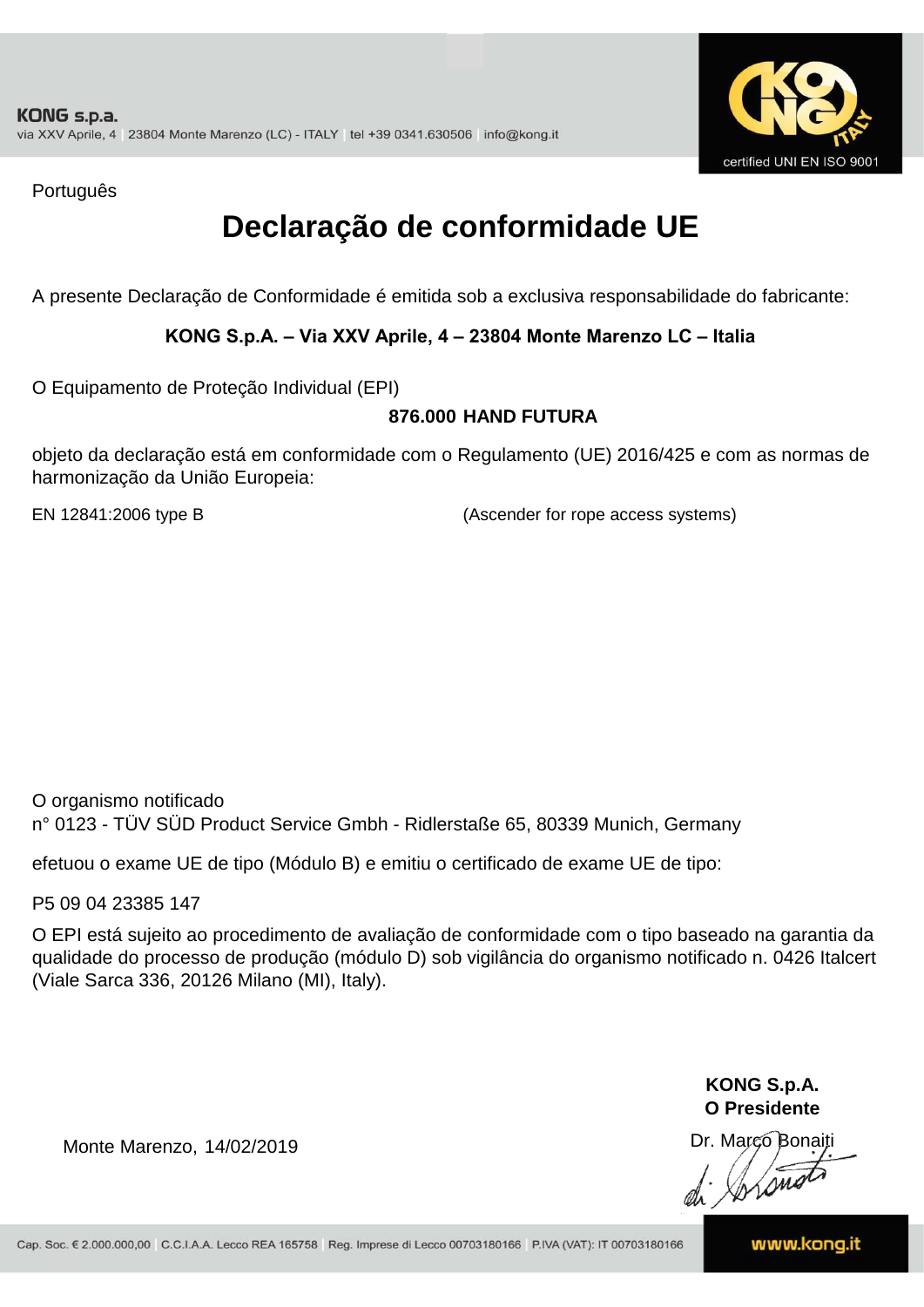Português

# Declaração de conformidade UE

A presente Declaração de Conformidade é emitida sob a exclusiva responsabilidade do fabricante:

**KONG S.p.A. – Via XXV Aprile, 4 – 23804 Monte Marenzo LC – Italia**

O Equipamento de Proteção Individual (EPI)

**876.000 HAND FUTURA**

objeto da declaração está em conformidade com o Regulamento (UE) 2016/425 e com as normas de harmonização da União Europeia:

EN 12841:2006 type B (Ascender for rope access systems)

O organismo notificado
n° 0123 - TÜV SÜD Product Service Gmbh - Ridlerstaße 65, 80339 Munich, Germany

efetuou o exame UE de tipo (Módulo B) e emitiu o certificado de exame UE de tipo:

P5 09 04 23385 147

O EPI está sujeito ao procedimento de avaliação de conformidade com o tipo baseado na garantia da qualidade do processo de produção (módulo D) sob vigilância do organismo notificado n. 0426 Italcert (Viale Sarca 336, 20126 Milano (MI), Italy).

Monte Marenzo, 14/02/2019

**KONG S.p.A.**
**O Presidente**
Dr. Marco Bonaiti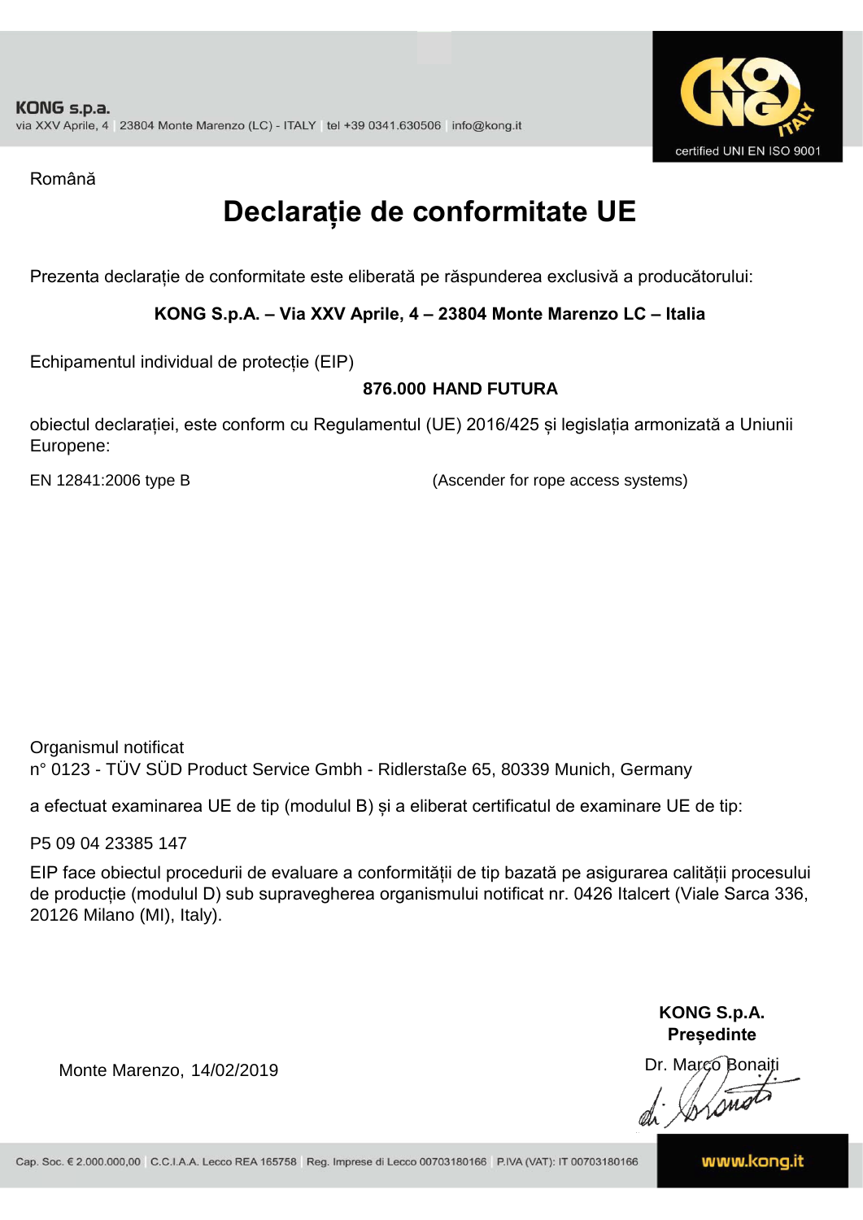KONG s.p.a.
via XXV Aprile, 4 | 23804 Monte Marenzo (LC) - ITALY | tel +39 0341.630506 | info@kong.it

certified UNI EN ISO 9001

Română

# Declarație de conformitate UE

Prezenta declarație de conformitate este eliberată pe răspunderea exclusivă a producătorului:

**KONG S.p.A. – Via XXV Aprile, 4 – 23804 Monte Marenzo LC – Italia**

Echipamentul individual de protecție (EIP)

**876.000 HAND FUTURA**

obiectul declarației, este conform cu Regulamentul (UE) 2016/425 și legislația armonizată a Uniunii Europene:

EN 12841:2006 type B (Ascender for rope access systems)

Organismul notificat
n° 0123 - TÜV SÜD Product Service Gmbh - Ridlerstaße 65, 80339 Munich, Germany

a efectuat examinarea UE de tip (modulul B) și a eliberat certificatul de examinare UE de tip:

P5 09 04 23385 147

EIP face obiectul procedurii de evaluare a conformității de tip bazată pe asigurarea calității procesului de producție (modulul D) sub supravegherea organismului notificat nr. 0426 Italcert (Viale Sarca 336, 20126 Milano (MI), Italy).

Monte Marenzo, 14/02/2019

**KONG S.p.A.**
**Președinte**
Dr. Marco Bonaiti

Cap. Soc. € 2.000.000,00 | C.C.I.A.A. Lecco REA 165758 | Reg. Imprese di Lecco 00703180166 | P.IVA (VAT): IT 00703180166 | www.kong.it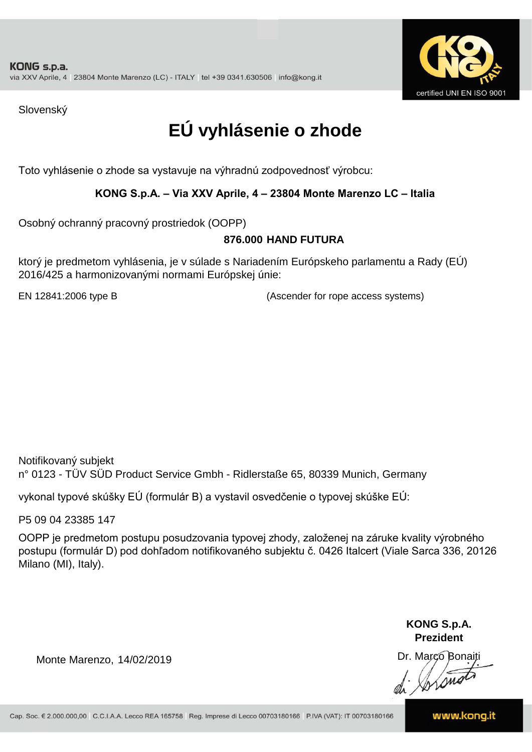KONG s.p.a.
via XXV Aprile, 4 | 23804 Monte Marenzo (LC) - ITALY | tel +39 0341.630506 | info@kong.it

certified UNI EN ISO 9001

Slovenský

# EÚ vyhlásenie o zhode

Toto vyhlásenie o zhode sa vystavuje na výhradnú zodpovednosť výrobcu:

**KONG S.p.A. – Via XXV Aprile, 4 – 23804 Monte Marenzo LC – Italia**

Osobný ochranný pracovný prostriedok (OOPP)

**876.000 HAND FUTURA**

ktorý je predmetom vyhlásenia, je v súlade s Nariadením Európskeho parlamentu a Rady (EÚ) 2016/425 a harmonizovanými normami Európskej únie:

EN 12841:2006 type B (Ascender for rope access systems)

Notifikovaný subjekt
n° 0123 - TÜV SÜD Product Service Gmbh - Ridlerstaße 65, 80339 Munich, Germany

vykonal typové skúšky EÚ (formulár B) a vystavil osvedčenie o typovej skúške EÚ:

P5 09 04 23385 147

OOPP je predmetom postupu posudzovania typovej zhody, založenej na záruke kvality výrobného postupu (formulár D) pod dohľadom notifikovaného subjektu č. 0426 Italcert (Viale Sarca 336, 20126 Milano (MI), Italy).

**KONG S.p.A.**
**Prezident**

Monte Marenzo, 14/02/2019

Dr. Marco Bonaiti

Cap. Soc. € 2.000.000,00 | C.C.I.A.A. Lecco REA 165758 | Reg. Imprese di Lecco 00703180166 | P.IVA (VAT): IT 00703180166

www.kong.it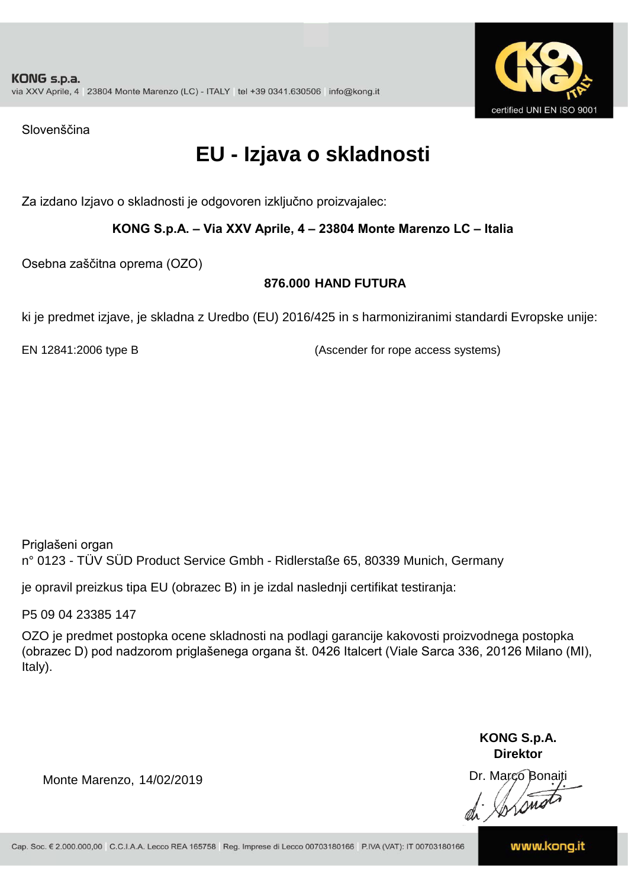Slovenščina

# EU - Izjava o skladnosti

Za izdano Izjavo o skladnosti je odgovoren izključno proizvajalec:

**KONG S.p.A. – Via XXV Aprile, 4 – 23804 Monte Marenzo LC – Italia**

Osebna zaščitna oprema (OZO)

**876.000 HAND FUTURA**

ki je predmet izjave, je skladna z Uredbo (EU) 2016/425 in s harmoniziranimi standardi Evropske unije:

EN 12841:2006 type B (Ascender for rope access systems)

Priglašeni organ
n° 0123 - TÜV SÜD Product Service Gmbh - Ridlerstaße 65, 80339 Munich, Germany

je opravil preizkus tipa EU (obrazec B) in je izdal naslednji certifikat testiranja:

P5 09 04 23385 147

OZO je predmet postopka ocene skladnosti na podlagi garancije kakovosti proizvodnega postopka (obrazec D) pod nadzorom priglašenega organa št. 0426 Italcert (Viale Sarca 336, 20126 Milano (MI), Italy).

**KONG S.p.A.**
**Direktor**
Dr. Marco Bonaiti

Monte Marenzo, 14/02/2019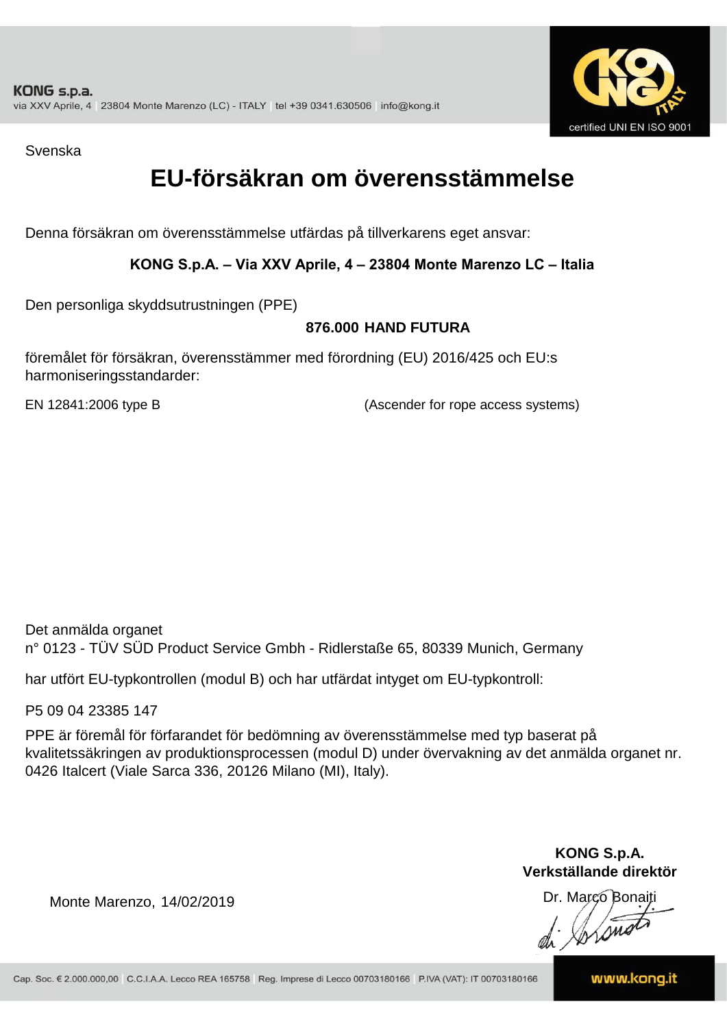KONG s.p.a.
via XXV Aprile, 4 | 23804 Monte Marenzo (LC) - ITALY | tel +39 0341.630506 | info@kong.it

certified UNI EN ISO 9001

Svenska

# EU-försäkran om överensstämmelse

Denna försäkran om överensstämmelse utfärdas på tillverkarens eget ansvar:

**KONG S.p.A. – Via XXV Aprile, 4 – 23804 Monte Marenzo LC – Italia**

Den personliga skyddsutrustningen (PPE)

**876.000 HAND FUTURA**

föremålet för försäkran, överensstämmer med förordning (EU) 2016/425 och EU:s harmoniseringsstandarder:

EN 12841:2006 type B (Ascender for rope access systems)

Det anmälda organet
n° 0123 - TÜV SÜD Product Service Gmbh - Ridlerstaße 65, 80339 Munich, Germany

har utfört EU-typkontrollen (modul B) och har utfärdat intyget om EU-typkontroll:

P5 09 04 23385 147

PPE är föremål för förfarandet för bedömning av överensstämmelse med typ baserat på kvalitetssäkringen av produktionsprocessen (modul D) under övervakning av det anmälda organet nr. 0426 Italcert (Viale Sarca 336, 20126 Milano (MI), Italy).

**KONG S.p.A.**
**Verkställande direktör**

Monte Marenzo, 14/02/2019

Dr. Marco Bonaiti

Cap. Soc. € 2.000.000,00 | C.C.I.A.A. Lecco REA 165758 | Reg. Imprese di Lecco 00703180166 | P.IVA (VAT): IT 00703180166

www.kong.it